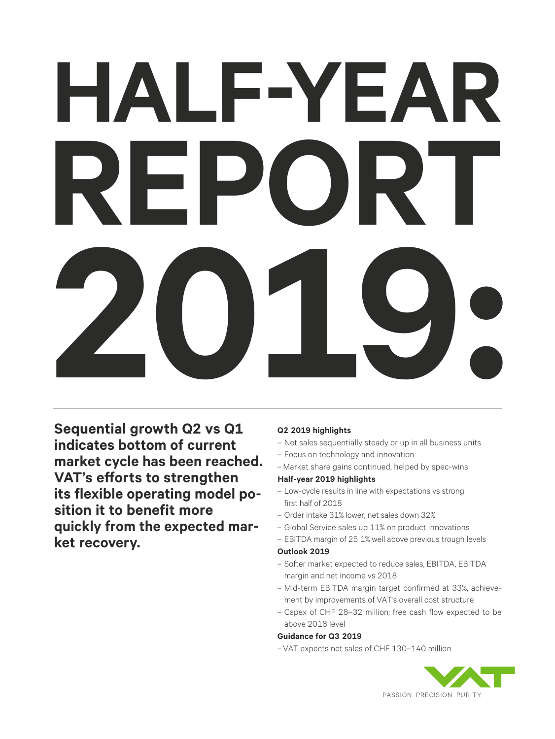# HALF-YEAR REPORT 2019:

**Sequential growth Q2 vs Q1 indicates bottom of current market cycle has been reached. VAT's efforts to strengthen its flexible operating model position it to benefit more quickly from the expected market recovery.**

**Q2 2019 highlights**

- Net sales sequentially steady or up in all business units
- Focus on technology and innovation
- Market share gains continued, helped by spec-wins

**Half-year 2019 highlights**

- Low-cycle results in line with expectations vs strong first half of 2018
- Order intake 31% lower; net sales down 32%
- Global Service sales up 11% on product innovations
- EBITDA margin of 25.1% well above previous trough levels

**Outlook 2019**

- Softer market expected to reduce sales, EBITDA, EBITDA margin and net income vs 2018
- Mid-term EBITDA margin target confirmed at 33%, achievement by improvements of VAT's overall cost structure
- Capex of CHF 28–32 million; free cash flow expected to be above 2018 level

**Guidance for Q3 2019**

- VAT expects net sales of CHF 130–140 million

VAT

PASSION. PRECISION. PURITY.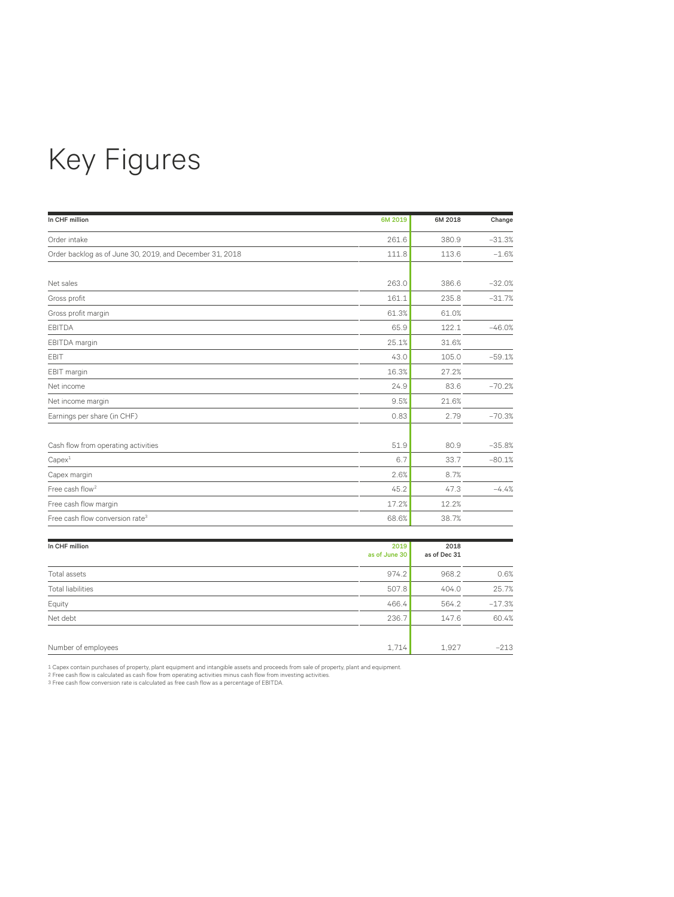# Key Figures

| In CHF million | 6M 2019 | 6M 2018 | Change |
|---|---|---|---|
| Order intake | 261.6 | 380.9 | –31.3% |
| Order backlog as of June 30, 2019, and December 31, 2018 | 111.8 | 113.6 | –1.6% |
| | | | |
| Net sales | 263.0 | 386.6 | –32.0% |
| Gross profit | 161.1 | 235.8 | –31.7% |
| Gross profit margin | 61.3% | 61.0% | |
| EBITDA | 65.9 | 122.1 | –46.0% |
| EBITDA margin | 25.1% | 31.6% | |
| EBIT | 43.0 | 105.0 | –59.1% |
| EBIT margin | 16.3% | 27.2% | |
| Net income | 24.9 | 83.6 | –70.2% |
| Net income margin | 9.5% | 21.6% | |
| Earnings per share (in CHF) | 0.83 | 2.79 | –70.3% |
| | | | |
| Cash flow from operating activities | 51.9 | 80.9 | –35.8% |
| Capex[1] | 6.7 | 33.7 | –80.1% |
| Capex margin | 2.6% | 8.7% | |
| Free cash flow[2] | 45.2 | 47.3 | –4.4% |
| Free cash flow margin | 17.2% | 12.2% | |
| Free cash flow conversion rate[3] | 68.6% | 38.7% | |

| In CHF million | 2019 as of June 30 | 2018 as of Dec 31 | |
|---|---|---|---|
| Total assets | 974.2 | 968.2 | 0.6% |
| Total liabilities | 507.8 | 404.0 | 25.7% |
| Equity | 466.4 | 564.2 | –17.3% |
| Net debt | 236.7 | 147.6 | 60.4% |
| | | | |
| Number of employees | 1,714 | 1,927 | –213 |

1 Capex contain purchases of property, plant equipment and intangible assets and proceeds from sale of property, plant and equipment.
2 Free cash flow is calculated as cash flow from operating activities minus cash flow from investing activities.
3 Free cash flow conversion rate is calculated as free cash flow as a percentage of EBITDA.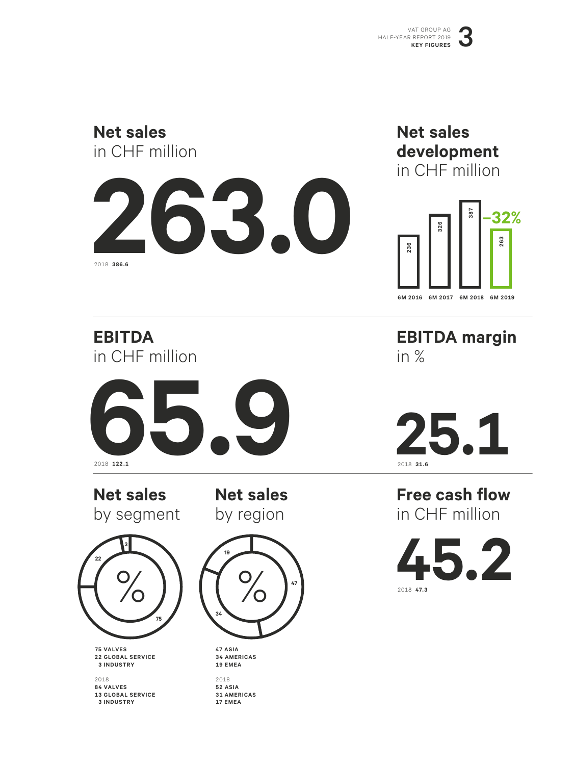## Net sales
in CHF million

**263.0**

2018 **386.6**

## Net sales development
in CHF million

| 6M 2016 | 6M 2017 | 6M 2018 | 6M 2019 |
|---|---|---|---|
| 236 | 326 | 387 | 263 |

–32%

## EBITDA
in CHF million

**65.9**

2018 **122.1**

## EBITDA margin
in %

**25.1**

2018 **31.6**

## Net sales by segment

%

**75 VALVES**
**22 GLOBAL SERVICE**
**3 INDUSTRY**

2018
**84 VALVES**
**13 GLOBAL SERVICE**
**3 INDUSTRY**

## Net sales by region

%

**47 ASIA**
**34 AMERICAS**
**19 EMEA**

2018
**52 ASIA**
**31 AMERICAS**
**17 EMEA**

## Free cash flow
in CHF million

**45.2**

2018 **47.3**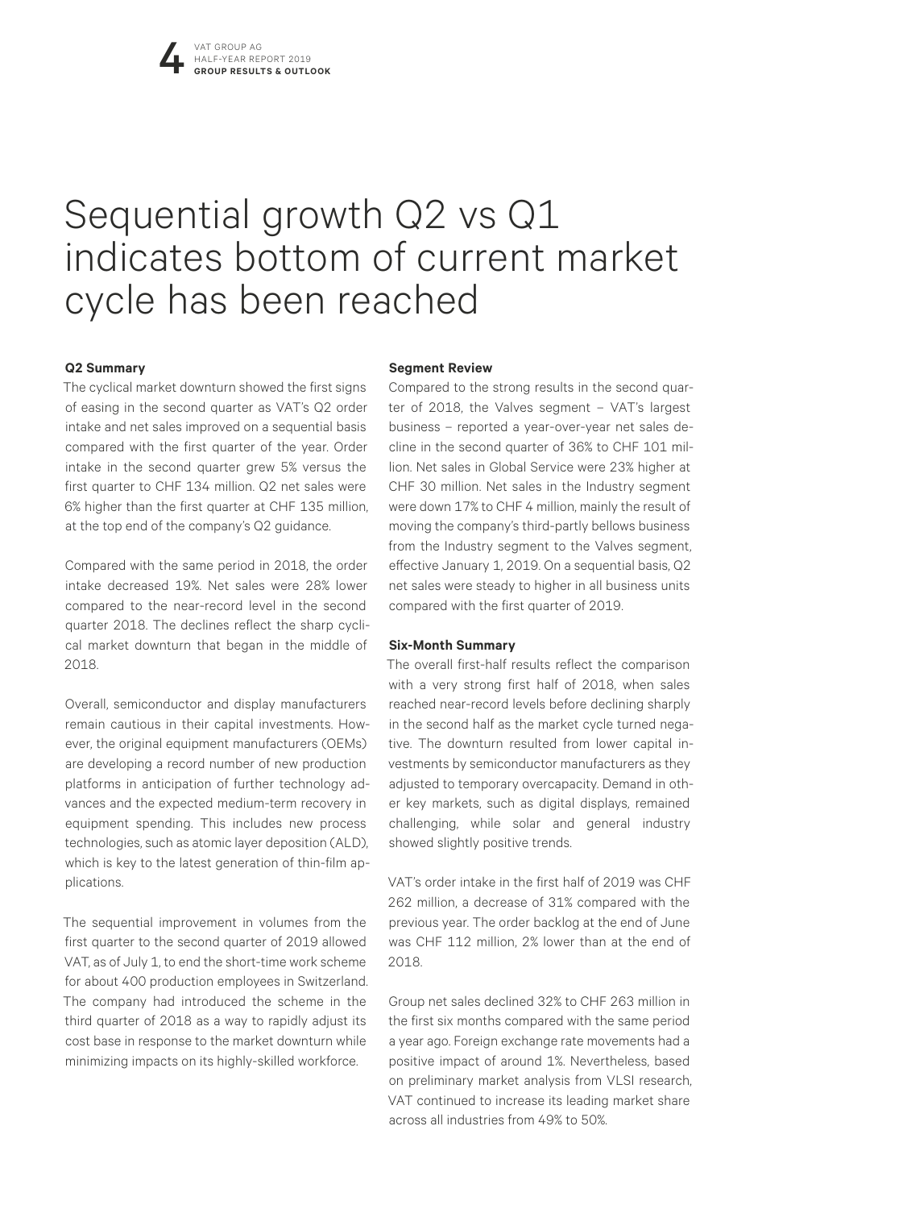# Sequential growth Q2 vs Q1 indicates bottom of current market cycle has been reached

**Q2 Summary**

The cyclical market downturn showed the first signs of easing in the second quarter as VAT's Q2 order intake and net sales improved on a sequential basis compared with the first quarter of the year. Order intake in the second quarter grew 5% versus the first quarter to CHF 134 million. Q2 net sales were 6% higher than the first quarter at CHF 135 million, at the top end of the company's Q2 guidance.

Compared with the same period in 2018, the order intake decreased 19%. Net sales were 28% lower compared to the near-record level in the second quarter 2018. The declines reflect the sharp cyclical market downturn that began in the middle of 2018.

Overall, semiconductor and display manufacturers remain cautious in their capital investments. However, the original equipment manufacturers (OEMs) are developing a record number of new production platforms in anticipation of further technology advances and the expected medium-term recovery in equipment spending. This includes new process technologies, such as atomic layer deposition (ALD), which is key to the latest generation of thin-film applications.

The sequential improvement in volumes from the first quarter to the second quarter of 2019 allowed VAT, as of July 1, to end the short-time work scheme for about 400 production employees in Switzerland. The company had introduced the scheme in the third quarter of 2018 as a way to rapidly adjust its cost base in response to the market downturn while minimizing impacts on its highly-skilled workforce.

**Segment Review**

Compared to the strong results in the second quarter of 2018, the Valves segment – VAT's largest business – reported a year-over-year net sales decline in the second quarter of 36% to CHF 101 million. Net sales in Global Service were 23% higher at CHF 30 million. Net sales in the Industry segment were down 17% to CHF 4 million, mainly the result of moving the company's third-partly bellows business from the Industry segment to the Valves segment, effective January 1, 2019. On a sequential basis, Q2 net sales were steady to higher in all business units compared with the first quarter of 2019.

**Six-Month Summary**

The overall first-half results reflect the comparison with a very strong first half of 2018, when sales reached near-record levels before declining sharply in the second half as the market cycle turned negative. The downturn resulted from lower capital investments by semiconductor manufacturers as they adjusted to temporary overcapacity. Demand in other key markets, such as digital displays, remained challenging, while solar and general industry showed slightly positive trends.

VAT's order intake in the first half of 2019 was CHF 262 million, a decrease of 31% compared with the previous year. The order backlog at the end of June was CHF 112 million, 2% lower than at the end of 2018.

Group net sales declined 32% to CHF 263 million in the first six months compared with the same period a year ago. Foreign exchange rate movements had a positive impact of around 1%. Nevertheless, based on preliminary market analysis from VLSI research, VAT continued to increase its leading market share across all industries from 49% to 50%.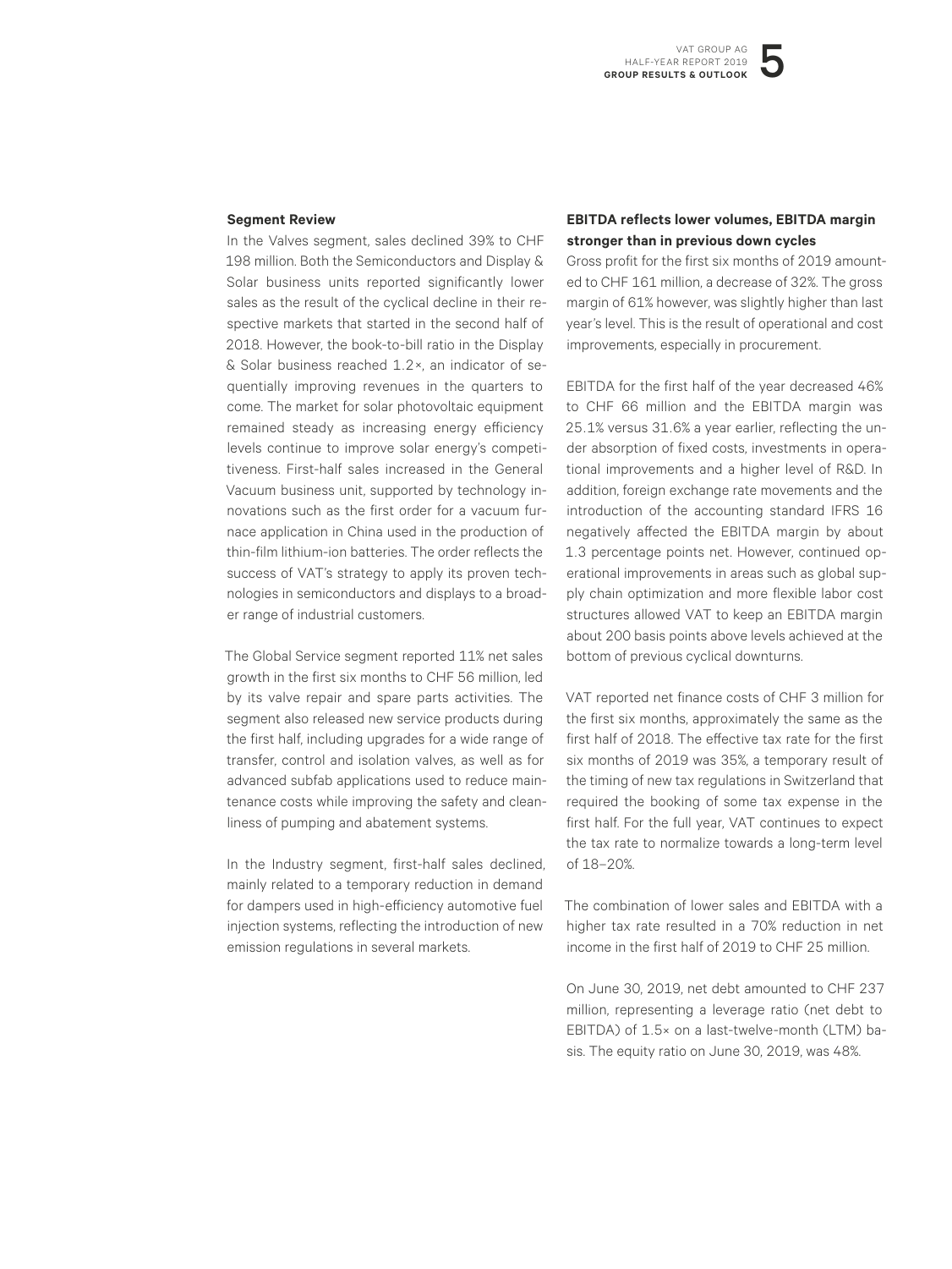### Segment Review

In the Valves segment, sales declined 39% to CHF 198 million. Both the Semiconductors and Display & Solar business units reported significantly lower sales as the result of the cyclical decline in their respective markets that started in the second half of 2018. However, the book-to-bill ratio in the Display & Solar business reached 1.2×, an indicator of sequentially improving revenues in the quarters to come. The market for solar photovoltaic equipment remained steady as increasing energy efficiency levels continue to improve solar energy's competitiveness. First-half sales increased in the General Vacuum business unit, supported by technology innovations such as the first order for a vacuum furnace application in China used in the production of thin-film lithium-ion batteries. The order reflects the success of VAT's strategy to apply its proven technologies in semiconductors and displays to a broader range of industrial customers.

The Global Service segment reported 11% net sales growth in the first six months to CHF 56 million, led by its valve repair and spare parts activities. The segment also released new service products during the first half, including upgrades for a wide range of transfer, control and isolation valves, as well as for advanced subfab applications used to reduce maintenance costs while improving the safety and cleanliness of pumping and abatement systems.

In the Industry segment, first-half sales declined, mainly related to a temporary reduction in demand for dampers used in high-efficiency automotive fuel injection systems, reflecting the introduction of new emission regulations in several markets.

### EBITDA reflects lower volumes, EBITDA margin stronger than in previous down cycles

Gross profit for the first six months of 2019 amounted to CHF 161 million, a decrease of 32%. The gross margin of 61% however, was slightly higher than last year's level. This is the result of operational and cost improvements, especially in procurement.

EBITDA for the first half of the year decreased 46% to CHF 66 million and the EBITDA margin was 25.1% versus 31.6% a year earlier, reflecting the under absorption of fixed costs, investments in operational improvements and a higher level of R&D. In addition, foreign exchange rate movements and the introduction of the accounting standard IFRS 16 negatively affected the EBITDA margin by about 1.3 percentage points net. However, continued operational improvements in areas such as global supply chain optimization and more flexible labor cost structures allowed VAT to keep an EBITDA margin about 200 basis points above levels achieved at the bottom of previous cyclical downturns.

VAT reported net finance costs of CHF 3 million for the first six months, approximately the same as the first half of 2018. The effective tax rate for the first six months of 2019 was 35%, a temporary result of the timing of new tax regulations in Switzerland that required the booking of some tax expense in the first half. For the full year, VAT continues to expect the tax rate to normalize towards a long-term level of 18–20%.

The combination of lower sales and EBITDA with a higher tax rate resulted in a 70% reduction in net income in the first half of 2019 to CHF 25 million.

On June 30, 2019, net debt amounted to CHF 237 million, representing a leverage ratio (net debt to EBITDA) of 1.5× on a last-twelve-month (LTM) basis. The equity ratio on June 30, 2019, was 48%.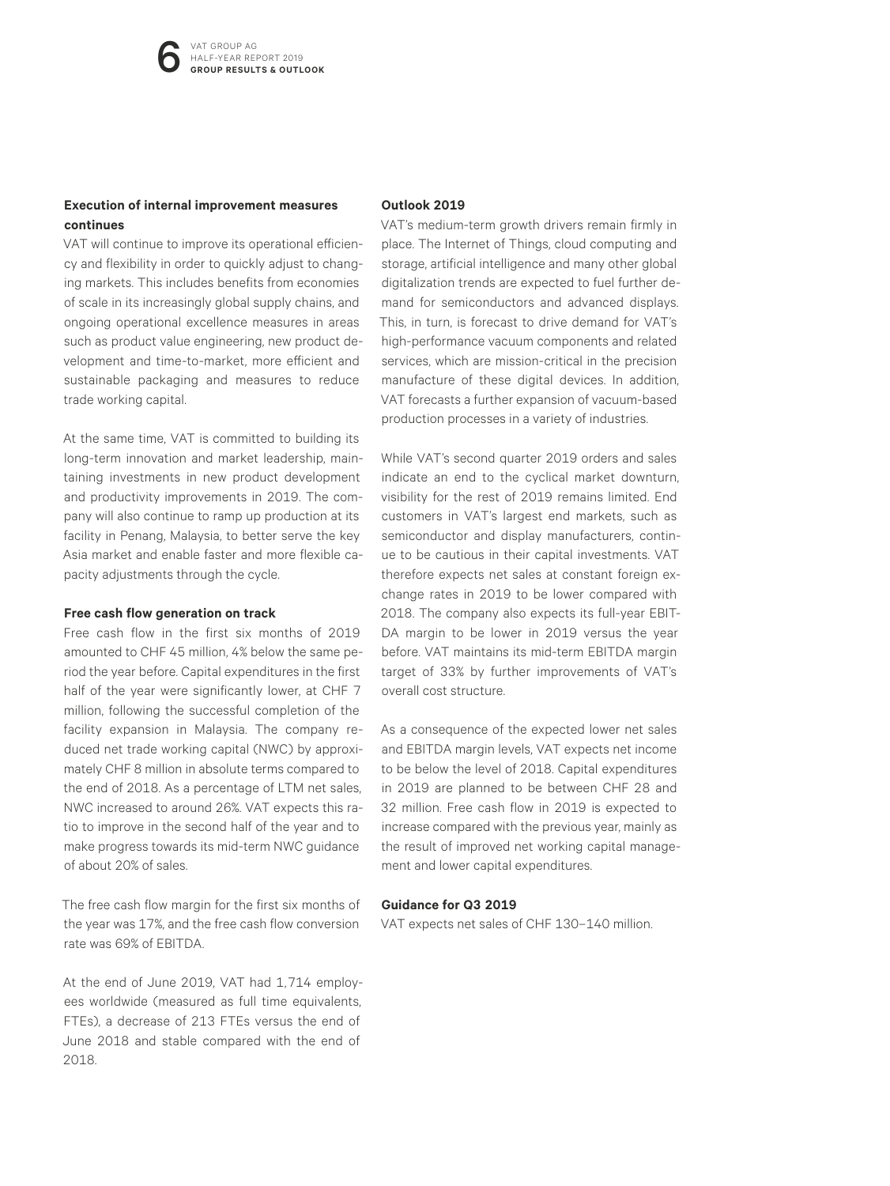### Execution of internal improvement measures continues

VAT will continue to improve its operational efficiency and flexibility in order to quickly adjust to changing markets. This includes benefits from economies of scale in its increasingly global supply chains, and ongoing operational excellence measures in areas such as product value engineering, new product development and time-to-market, more efficient and sustainable packaging and measures to reduce trade working capital.

At the same time, VAT is committed to building its long-term innovation and market leadership, maintaining investments in new product development and productivity improvements in 2019. The company will also continue to ramp up production at its facility in Penang, Malaysia, to better serve the key Asia market and enable faster and more flexible capacity adjustments through the cycle.

### Free cash flow generation on track

Free cash flow in the first six months of 2019 amounted to CHF 45 million, 4% below the same period the year before. Capital expenditures in the first half of the year were significantly lower, at CHF 7 million, following the successful completion of the facility expansion in Malaysia. The company reduced net trade working capital (NWC) by approximately CHF 8 million in absolute terms compared to the end of 2018. As a percentage of LTM net sales, NWC increased to around 26%. VAT expects this ratio to improve in the second half of the year and to make progress towards its mid-term NWC guidance of about 20% of sales.

The free cash flow margin for the first six months of the year was 17%, and the free cash flow conversion rate was 69% of EBITDA.

At the end of June 2019, VAT had 1,714 employees worldwide (measured as full time equivalents, FTEs), a decrease of 213 FTEs versus the end of June 2018 and stable compared with the end of 2018.

### Outlook 2019

VAT's medium-term growth drivers remain firmly in place. The Internet of Things, cloud computing and storage, artificial intelligence and many other global digitalization trends are expected to fuel further demand for semiconductors and advanced displays. This, in turn, is forecast to drive demand for VAT's high-performance vacuum components and related services, which are mission-critical in the precision manufacture of these digital devices. In addition, VAT forecasts a further expansion of vacuum-based production processes in a variety of industries.

While VAT's second quarter 2019 orders and sales indicate an end to the cyclical market downturn, visibility for the rest of 2019 remains limited. End customers in VAT's largest end markets, such as semiconductor and display manufacturers, continue to be cautious in their capital investments. VAT therefore expects net sales at constant foreign exchange rates in 2019 to be lower compared with 2018. The company also expects its full-year EBITDA margin to be lower in 2019 versus the year before. VAT maintains its mid-term EBITDA margin target of 33% by further improvements of VAT's overall cost structure.

As a consequence of the expected lower net sales and EBITDA margin levels, VAT expects net income to be below the level of 2018. Capital expenditures in 2019 are planned to be between CHF 28 and 32 million. Free cash flow in 2019 is expected to increase compared with the previous year, mainly as the result of improved net working capital management and lower capital expenditures.

### Guidance for Q3 2019

VAT expects net sales of CHF 130–140 million.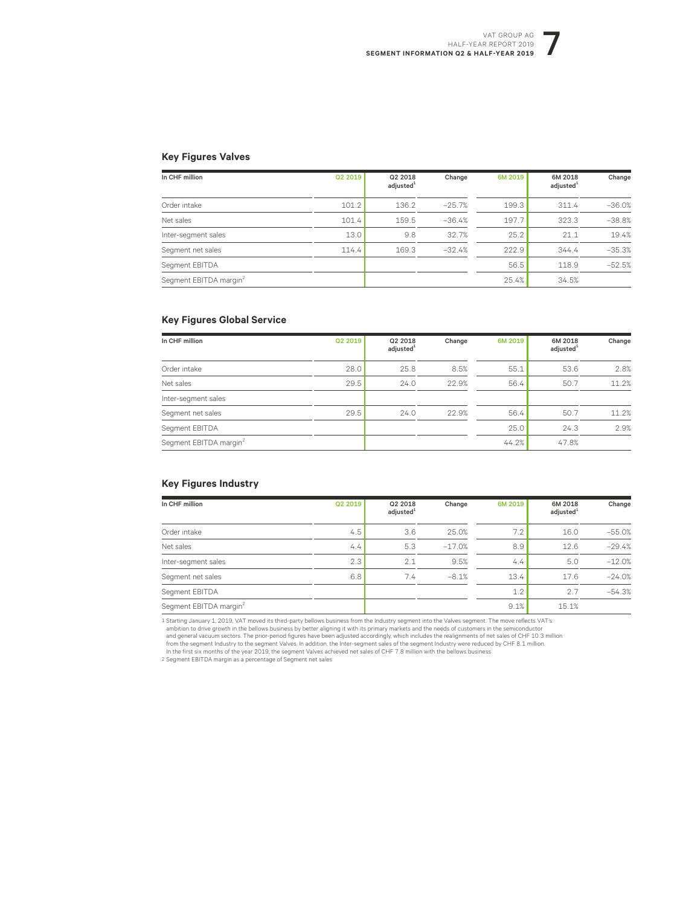## Key Figures Valves

| In CHF million | Q2 2019 | Q2 2018 adjusted[1] | Change | 6M 2019 | 6M 2018 adjusted[1] | Change |
|---|---|---|---|---|---|---|
| Order intake | 101.2 | 136.2 | –25.7% | 199.3 | 311.4 | –36.0% |
| Net sales | 101.4 | 159.5 | –36.4% | 197.7 | 323.3 | –38.8% |
| Inter-segment sales | 13.0 | 9.8 | 32.7% | 25.2 | 21.1 | 19.4% |
| Segment net sales | 114.4 | 169.3 | –32.4% | 222.9 | 344.4 | –35.3% |
| Segment EBITDA | | | | 56.5 | 118.9 | –52.5% |
| Segment EBITDA margin[2] | | | | 25.4% | 34.5% | |

## Key Figures Global Service

| In CHF million | Q2 2019 | Q2 2018 adjusted[1] | Change | 6M 2019 | 6M 2018 adjusted[1] | Change |
|---|---|---|---|---|---|---|
| Order intake | 28.0 | 25.8 | 8.5% | 55.1 | 53.6 | 2.8% |
| Net sales | 29.5 | 24.0 | 22.9% | 56.4 | 50.7 | 11.2% |
| Inter-segment sales | | | | | | |
| Segment net sales | 29.5 | 24.0 | 22.9% | 56.4 | 50.7 | 11.2% |
| Segment EBITDA | | | | 25.0 | 24.3 | 2.9% |
| Segment EBITDA margin[2] | | | | 44.2% | 47.8% | |

## Key Figures Industry

| In CHF million | Q2 2019 | Q2 2018 adjusted[1] | Change | 6M 2019 | 6M 2018 adjusted[1] | Change |
|---|---|---|---|---|---|---|
| Order intake | 4.5 | 3.6 | 25.0% | 7.2 | 16.0 | –55.0% |
| Net sales | 4.4 | 5.3 | –17.0% | 8.9 | 12.6 | –29.4% |
| Inter-segment sales | 2.3 | 2.1 | 9.5% | 4.4 | 5.0 | –12.0% |
| Segment net sales | 6.8 | 7.4 | –8.1% | 13.4 | 17.6 | –24.0% |
| Segment EBITDA | | | | 1.2 | 2.7 | –54.3% |
| Segment EBITDA margin[2] | | | | 9.1% | 15.1% | |

1 Starting January 1, 2019, VAT moved its third-party bellows business from the Industry segment into the Valves segment. The move reflects VAT's ambition to drive growth in the bellows business by better aligning it with its primary markets and the needs of customers in the semiconductor and general vacuum sectors. The prior-period figures have been adjusted accordingly, which includes the realignments of net sales of CHF 10.3 million from the segment Industry to the segment Valves. In addition, the Inter-segment sales of the segment Industry were reduced by CHF 8.1 million. In the first six months of the year 2019, the segment Valves achieved net sales of CHF 7.8 million with the bellows business.

2 Segment EBITDA margin as a percentage of Segment net sales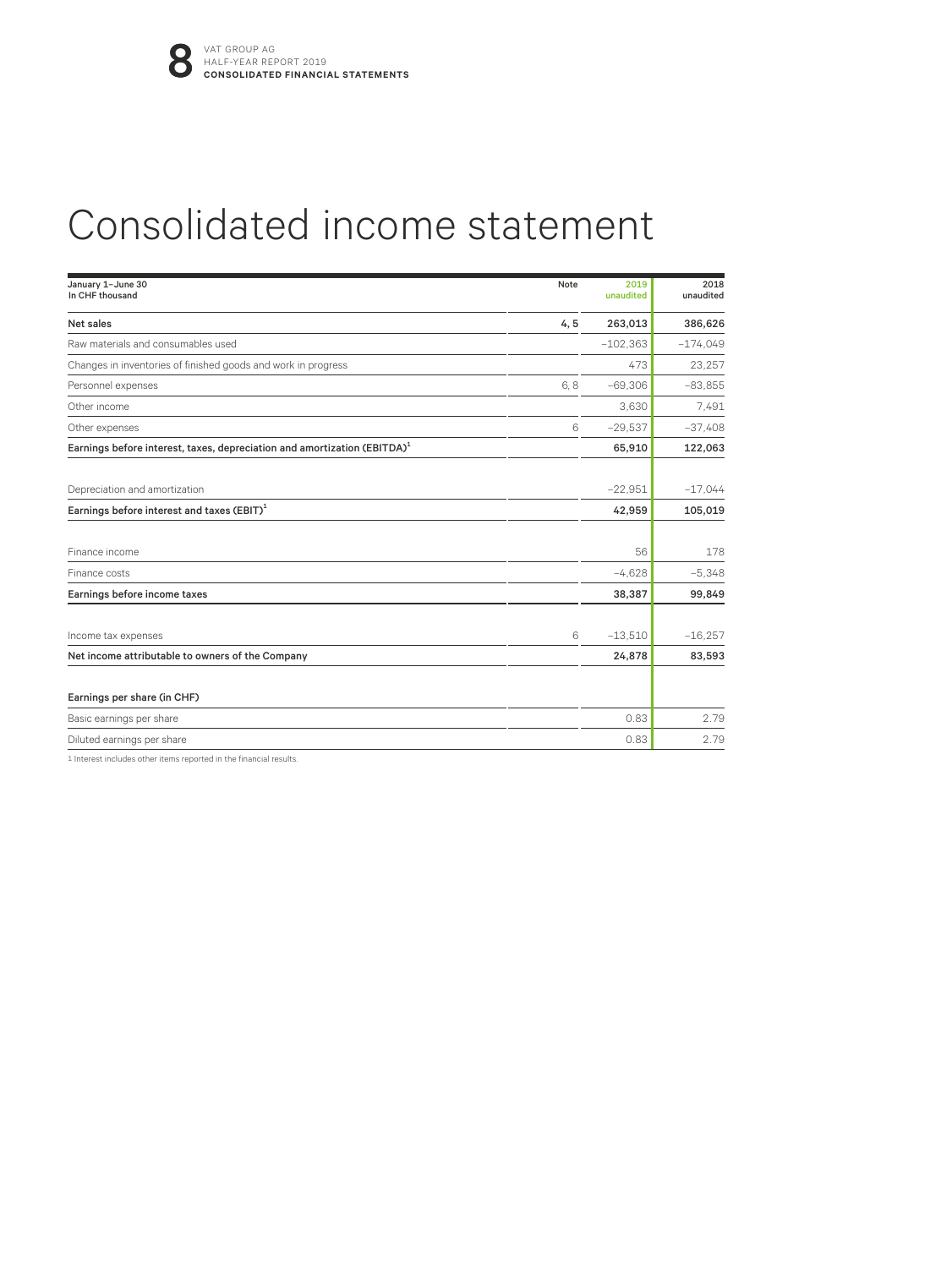# Consolidated income statement

| January 1–June 30<br>In CHF thousand | Note | 2019<br>unaudited | 2018<br>unaudited |
|---|---|---|---|
| **Net sales** | **4, 5** | **263,013** | **386,626** |
| Raw materials and consumables used | | –102,363 | –174,049 |
| Changes in inventories of finished goods and work in progress | | 473 | 23,257 |
| Personnel expenses | 6, 8 | –69,306 | –83,855 |
| Other income | | 3,630 | 7,491 |
| Other expenses | 6 | –29,537 | –37,408 |
| **Earnings before interest, taxes, depreciation and amortization (EBITDA)[1]** | | **65,910** | **122,063** |
| | | | |
| Depreciation and amortization | | –22,951 | –17,044 |
| **Earnings before interest and taxes (EBIT)[1]** | | **42,959** | **105,019** |
| | | | |
| Finance income | | 56 | 178 |
| Finance costs | | –4,628 | –5,348 |
| **Earnings before income taxes** | | **38,387** | **99,849** |
| | | | |
| Income tax expenses | 6 | –13,510 | –16,257 |
| **Net income attributable to owners of the Company** | | **24,878** | **83,593** |
| | | | |
| **Earnings per share (in CHF)** | | | |
| Basic earnings per share | | 0.83 | 2.79 |
| Diluted earnings per share | | 0.83 | 2.79 |

1 Interest includes other items reported in the financial results.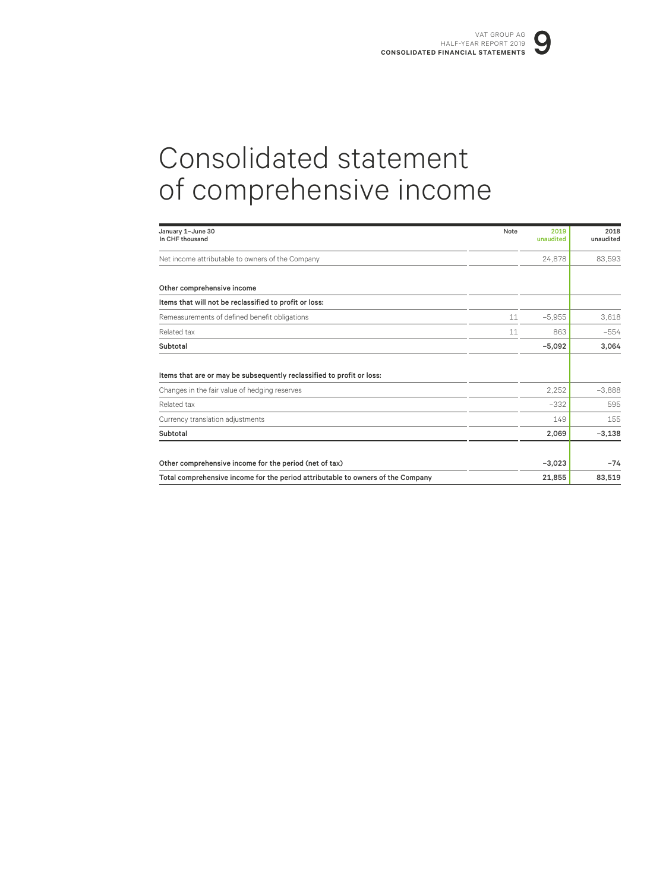# Consolidated statement of comprehensive income

| January 1–June 30<br>In CHF thousand | Note | 2019<br>unaudited | 2018<br>unaudited |
|---|---|---|---|
| Net income attributable to owners of the Company | | 24,878 | 83,593 |
| | | | |
| **Other comprehensive income** | | | |
| **Items that will not be reclassified to profit or loss:** | | | |
| Remeasurements of defined benefit obligations | 11 | –5,955 | 3,618 |
| Related tax | 11 | 863 | –554 |
| **Subtotal** | | **–5,092** | **3,064** |
| | | | |
| **Items that are or may be subsequently reclassified to profit or loss:** | | | |
| Changes in the fair value of hedging reserves | | 2,252 | –3,888 |
| Related tax | | –332 | 595 |
| Currency translation adjustments | | 149 | 155 |
| **Subtotal** | | **2,069** | **–3,138** |
| | | | |
| **Other comprehensive income for the period (net of tax)** | | **–3,023** | **–74** |
| **Total comprehensive income for the period attributable to owners of the Company** | | **21,855** | **83,519** |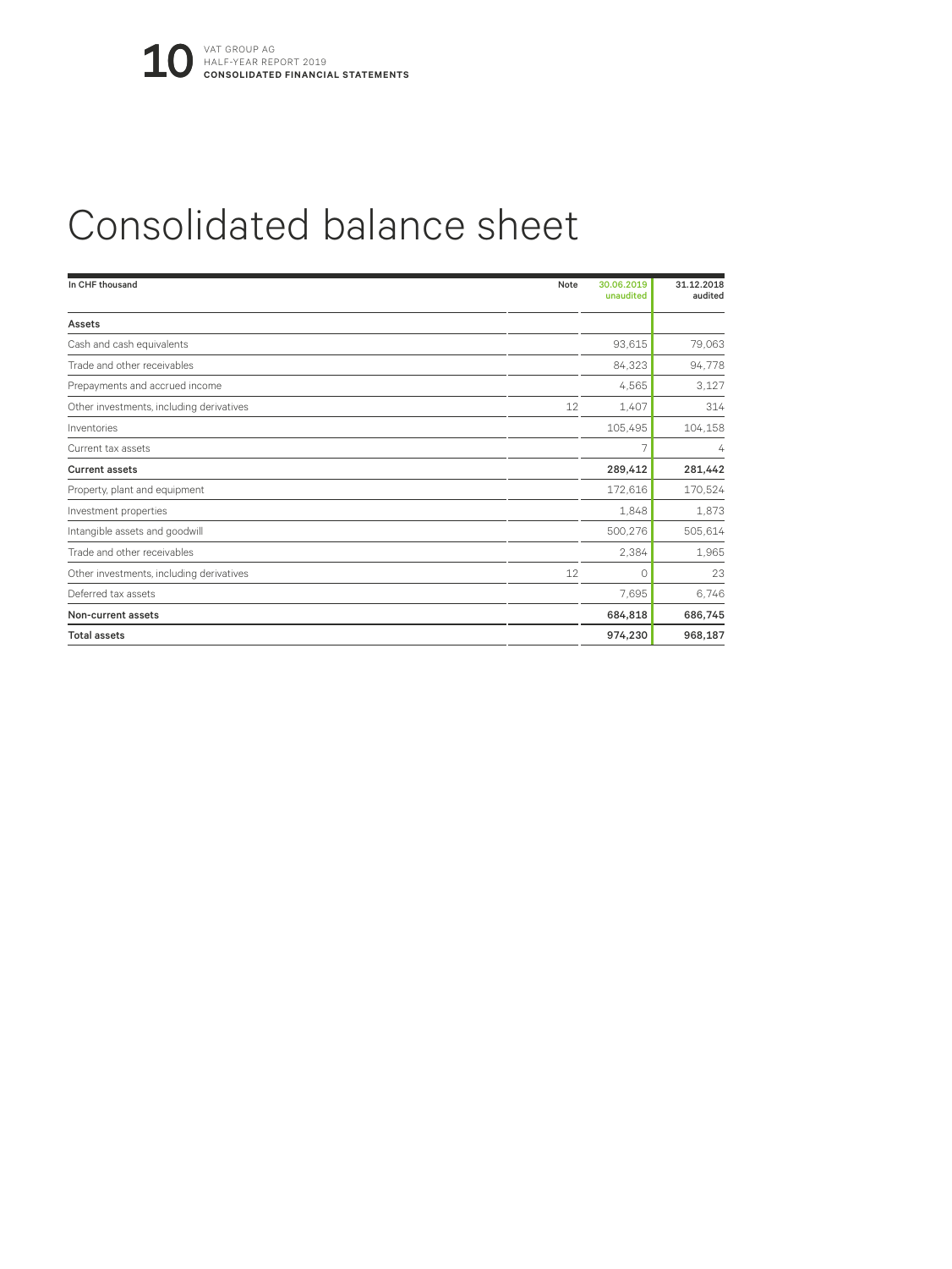# Consolidated balance sheet

| In CHF thousand | Note | 30.06.2019 unaudited | 31.12.2018 audited |
|---|---|---|---|
| **Assets** | | | |
| Cash and cash equivalents | | 93,615 | 79,063 |
| Trade and other receivables | | 84,323 | 94,778 |
| Prepayments and accrued income | | 4,565 | 3,127 |
| Other investments, including derivatives | 12 | 1,407 | 314 |
| Inventories | | 105,495 | 104,158 |
| Current tax assets | | 7 | 4 |
| **Current assets** | | **289,412** | **281,442** |
| Property, plant and equipment | | 172,616 | 170,524 |
| Investment properties | | 1,848 | 1,873 |
| Intangible assets and goodwill | | 500,276 | 505,614 |
| Trade and other receivables | | 2,384 | 1,965 |
| Other investments, including derivatives | 12 | 0 | 23 |
| Deferred tax assets | | 7,695 | 6,746 |
| **Non-current assets** | | **684,818** | **686,745** |
| **Total assets** | | **974,230** | **968,187** |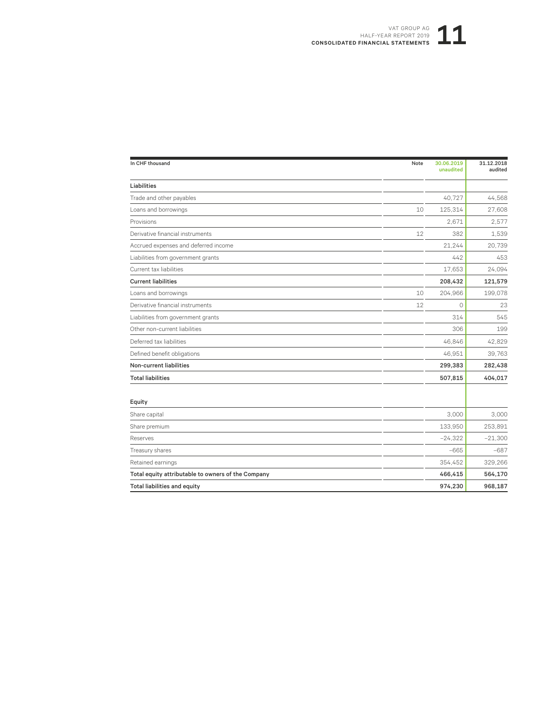| In CHF thousand | Note | 30.06.2019 unaudited | 31.12.2018 audited |
|---|---|---|---|
| **Liabilities** | | | |
| Trade and other payables | | 40,727 | 44,568 |
| Loans and borrowings | 10 | 125,314 | 27,608 |
| Provisions | | 2,671 | 2,577 |
| Derivative financial instruments | 12 | 382 | 1,539 |
| Accrued expenses and deferred income | | 21,244 | 20,739 |
| Liabilities from government grants | | 442 | 453 |
| Current tax liabilities | | 17,653 | 24,094 |
| **Current liabilities** | | **208,432** | **121,579** |
| Loans and borrowings | 10 | 204,966 | 199,078 |
| Derivative financial instruments | 12 | 0 | 23 |
| Liabilities from government grants | | 314 | 545 |
| Other non-current liabilities | | 306 | 199 |
| Deferred tax liabilities | | 46,846 | 42,829 |
| Defined benefit obligations | | 46,951 | 39,763 |
| **Non-current liabilities** | | **299,383** | **282,438** |
| **Total liabilities** | | **507,815** | **404,017** |
| **Equity** | | | |
| Share capital | | 3,000 | 3,000 |
| Share premium | | 133,950 | 253,891 |
| Reserves | | −24,322 | −21,300 |
| Treasury shares | | −665 | −687 |
| Retained earnings | | 354,452 | 329,266 |
| **Total equity attributable to owners of the Company** | | **466,415** | **564,170** |
| **Total liabilities and equity** | | **974,230** | **968,187** |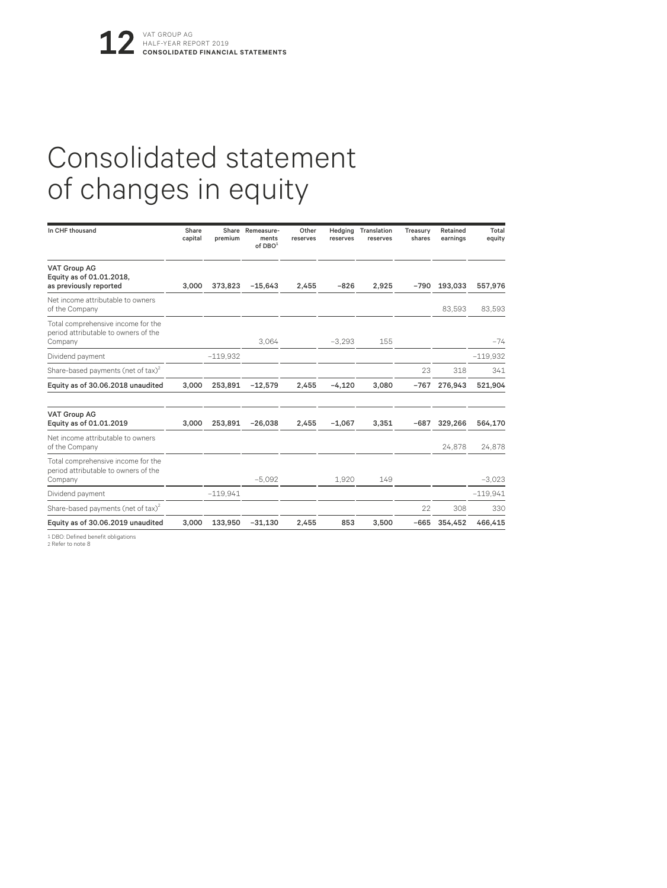# Consolidated statement of changes in equity

| In CHF thousand | Share capital | Share premium | Remeasure-ments of DBO[1] | Other reserves | Hedging reserves | Translation reserves | Treasury shares | Retained earnings | Total equity |
|---|---|---|---|---|---|---|---|---|---|
| **VAT Group AG Equity as of 01.01.2018, as previously reported** | **3,000** | **373,823** | **–15,643** | **2,455** | **–826** | **2,925** | **–790** | **193,033** | **557,976** |
| Net income attributable to owners of the Company | | | | | | | | 83,593 | 83,593 |
| Total comprehensive income for the period attributable to owners of the Company | | | 3,064 | | –3,293 | 155 | | | –74 |
| Dividend payment | | –119,932 | | | | | | | –119,932 |
| Share-based payments (net of tax)[2] | | | | | | | 23 | 318 | 341 |
| **Equity as of 30.06.2018 unaudited** | **3,000** | **253,891** | **–12,579** | **2,455** | **–4,120** | **3,080** | **–767** | **276,943** | **521,904** |
| **VAT Group AG Equity as of 01.01.2019** | **3,000** | **253,891** | **–26,038** | **2,455** | **–1,067** | **3,351** | **–687** | **329,266** | **564,170** |
| Net income attributable to owners of the Company | | | | | | | | 24,878 | 24,878 |
| Total comprehensive income for the period attributable to owners of the Company | | | –5,092 | | 1,920 | 149 | | | –3,023 |
| Dividend payment | | –119,941 | | | | | | | –119,941 |
| Share-based payments (net of tax)[2] | | | | | | | 22 | 308 | 330 |
| **Equity as of 30.06.2019 unaudited** | **3,000** | **133,950** | **–31,130** | **2,455** | **853** | **3,500** | **–665** | **354,452** | **466,415** |

1 DBO: Defined benefit obligations
2 Refer to note 8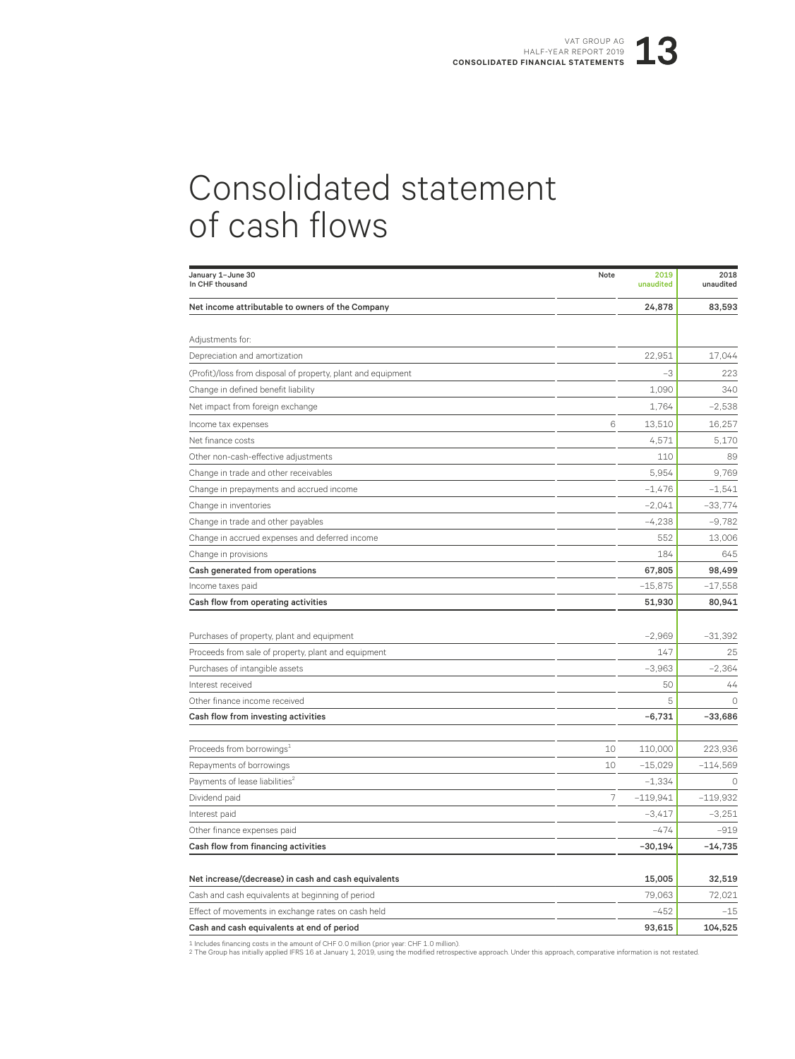# Consolidated statement of cash flows

| January 1–June 30<br>In CHF thousand | Note | 2019<br>unaudited | 2018<br>unaudited |
|---|---|---|---|
| **Net income attributable to owners of the Company** | | **24,878** | **83,593** |
| | | | |
| Adjustments for: | | | |
| Depreciation and amortization | | 22,951 | 17,044 |
| (Profit)/loss from disposal of property, plant and equipment | | –3 | 223 |
| Change in defined benefit liability | | 1,090 | 340 |
| Net impact from foreign exchange | | 1,764 | –2,538 |
| Income tax expenses | 6 | 13,510 | 16,257 |
| Net finance costs | | 4,571 | 5,170 |
| Other non-cash-effective adjustments | | 110 | 89 |
| Change in trade and other receivables | | 5,954 | 9,769 |
| Change in prepayments and accrued income | | –1,476 | –1,541 |
| Change in inventories | | –2,041 | –33,774 |
| Change in trade and other payables | | –4,238 | –9,782 |
| Change in accrued expenses and deferred income | | 552 | 13,006 |
| Change in provisions | | 184 | 645 |
| **Cash generated from operations** | | **67,805** | **98,499** |
| Income taxes paid | | –15,875 | –17,558 |
| **Cash flow from operating activities** | | **51,930** | **80,941** |
| | | | |
| Purchases of property, plant and equipment | | –2,969 | –31,392 |
| Proceeds from sale of property, plant and equipment | | 147 | 25 |
| Purchases of intangible assets | | –3,963 | –2,364 |
| Interest received | | 50 | 44 |
| Other finance income received | | 5 | 0 |
| **Cash flow from investing activities** | | **–6,731** | **–33,686** |
| | | | |
| Proceeds from borrowings[1] | 10 | 110,000 | 223,936 |
| Repayments of borrowings | 10 | –15,029 | –114,569 |
| Payments of lease liabilities[2] | | –1,334 | 0 |
| Dividend paid | 7 | –119,941 | –119,932 |
| Interest paid | | –3,417 | –3,251 |
| Other finance expenses paid | | –474 | –919 |
| **Cash flow from financing activities** | | **–30,194** | **–14,735** |
| | | | |
| **Net increase/(decrease) in cash and cash equivalents** | | **15,005** | **32,519** |
| Cash and cash equivalents at beginning of period | | 79,063 | 72,021 |
| Effect of movements in exchange rates on cash held | | –452 | –15 |
| **Cash and cash equivalents at end of period** | | **93,615** | **104,525** |

1 Includes financing costs in the amount of CHF 0.0 million (prior year: CHF 1.0 million).
2 The Group has initially applied IFRS 16 at January 1, 2019, using the modified retrospective approach. Under this approach, comparative information is not restated.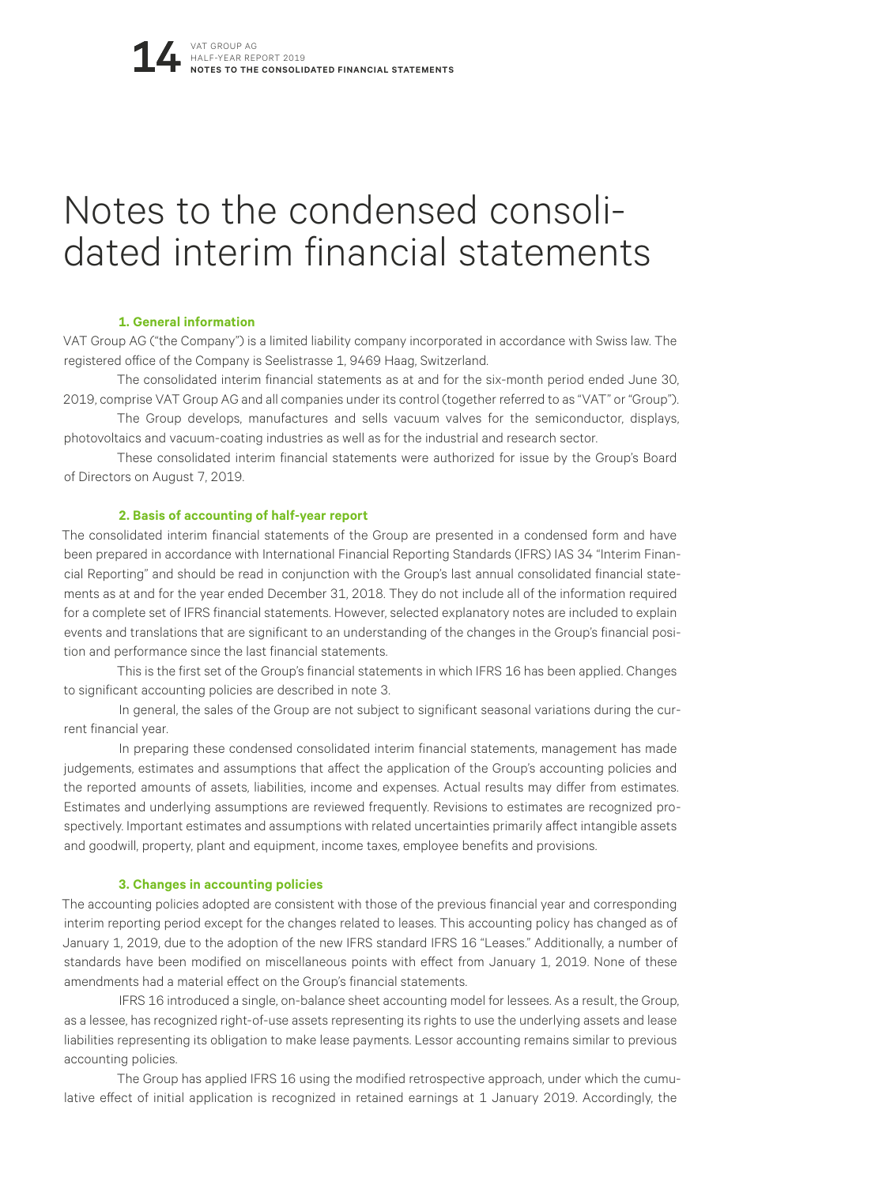# Notes to the condensed consolidated interim financial statements

### 1. General information

VAT Group AG ("the Company") is a limited liability company incorporated in accordance with Swiss law. The registered office of the Company is Seelistrasse 1, 9469 Haag, Switzerland.

The consolidated interim financial statements as at and for the six-month period ended June 30, 2019, comprise VAT Group AG and all companies under its control (together referred to as "VAT" or "Group").

The Group develops, manufactures and sells vacuum valves for the semiconductor, displays, photovoltaics and vacuum-coating industries as well as for the industrial and research sector.

These consolidated interim financial statements were authorized for issue by the Group's Board of Directors on August 7, 2019.

### 2. Basis of accounting of half-year report

The consolidated interim financial statements of the Group are presented in a condensed form and have been prepared in accordance with International Financial Reporting Standards (IFRS) IAS 34 "Interim Financial Reporting" and should be read in conjunction with the Group's last annual consolidated financial statements as at and for the year ended December 31, 2018. They do not include all of the information required for a complete set of IFRS financial statements. However, selected explanatory notes are included to explain events and translations that are significant to an understanding of the changes in the Group's financial position and performance since the last financial statements.

This is the first set of the Group's financial statements in which IFRS 16 has been applied. Changes to significant accounting policies are described in note 3.

In general, the sales of the Group are not subject to significant seasonal variations during the current financial year.

In preparing these condensed consolidated interim financial statements, management has made judgements, estimates and assumptions that affect the application of the Group's accounting policies and the reported amounts of assets, liabilities, income and expenses. Actual results may differ from estimates. Estimates and underlying assumptions are reviewed frequently. Revisions to estimates are recognized prospectively. Important estimates and assumptions with related uncertainties primarily affect intangible assets and goodwill, property, plant and equipment, income taxes, employee benefits and provisions.

### 3. Changes in accounting policies

The accounting policies adopted are consistent with those of the previous financial year and corresponding interim reporting period except for the changes related to leases. This accounting policy has changed as of January 1, 2019, due to the adoption of the new IFRS standard IFRS 16 "Leases." Additionally, a number of standards have been modified on miscellaneous points with effect from January 1, 2019. None of these amendments had a material effect on the Group's financial statements.

IFRS 16 introduced a single, on-balance sheet accounting model for lessees. As a result, the Group, as a lessee, has recognized right-of-use assets representing its rights to use the underlying assets and lease liabilities representing its obligation to make lease payments. Lessor accounting remains similar to previous accounting policies.

The Group has applied IFRS 16 using the modified retrospective approach, under which the cumulative effect of initial application is recognized in retained earnings at 1 January 2019. Accordingly, the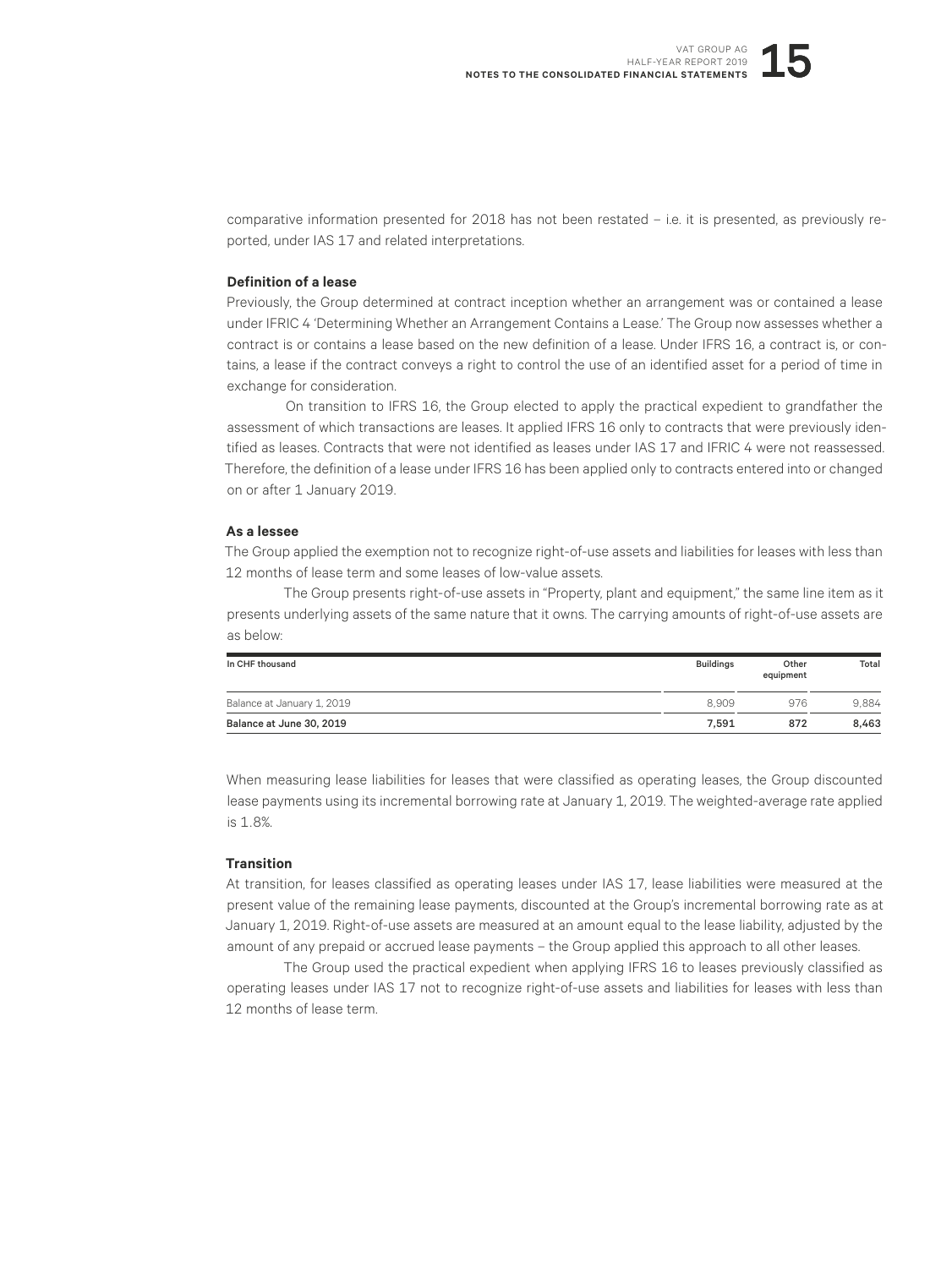comparative information presented for 2018 has not been restated – i.e. it is presented, as previously reported, under IAS 17 and related interpretations.

**Definition of a lease**

Previously, the Group determined at contract inception whether an arrangement was or contained a lease under IFRIC 4 'Determining Whether an Arrangement Contains a Lease.' The Group now assesses whether a contract is or contains a lease based on the new definition of a lease. Under IFRS 16, a contract is, or contains, a lease if the contract conveys a right to control the use of an identified asset for a period of time in exchange for consideration.

On transition to IFRS 16, the Group elected to apply the practical expedient to grandfather the assessment of which transactions are leases. It applied IFRS 16 only to contracts that were previously identified as leases. Contracts that were not identified as leases under IAS 17 and IFRIC 4 were not reassessed. Therefore, the definition of a lease under IFRS 16 has been applied only to contracts entered into or changed on or after 1 January 2019.

**As a lessee**

The Group applied the exemption not to recognize right-of-use assets and liabilities for leases with less than 12 months of lease term and some leases of low-value assets.

The Group presents right-of-use assets in "Property, plant and equipment," the same line item as it presents underlying assets of the same nature that it owns. The carrying amounts of right-of-use assets are as below:

| In CHF thousand | Buildings | Other equipment | Total |
|---|---|---|---|
| Balance at January 1, 2019 | 8,909 | 976 | 9,884 |
| **Balance at June 30, 2019** | **7,591** | **872** | **8,463** |

When measuring lease liabilities for leases that were classified as operating leases, the Group discounted lease payments using its incremental borrowing rate at January 1, 2019. The weighted-average rate applied is 1.8%.

**Transition**

At transition, for leases classified as operating leases under IAS 17, lease liabilities were measured at the present value of the remaining lease payments, discounted at the Group's incremental borrowing rate as at January 1, 2019. Right-of-use assets are measured at an amount equal to the lease liability, adjusted by the amount of any prepaid or accrued lease payments – the Group applied this approach to all other leases.

The Group used the practical expedient when applying IFRS 16 to leases previously classified as operating leases under IAS 17 not to recognize right-of-use assets and liabilities for leases with less than 12 months of lease term.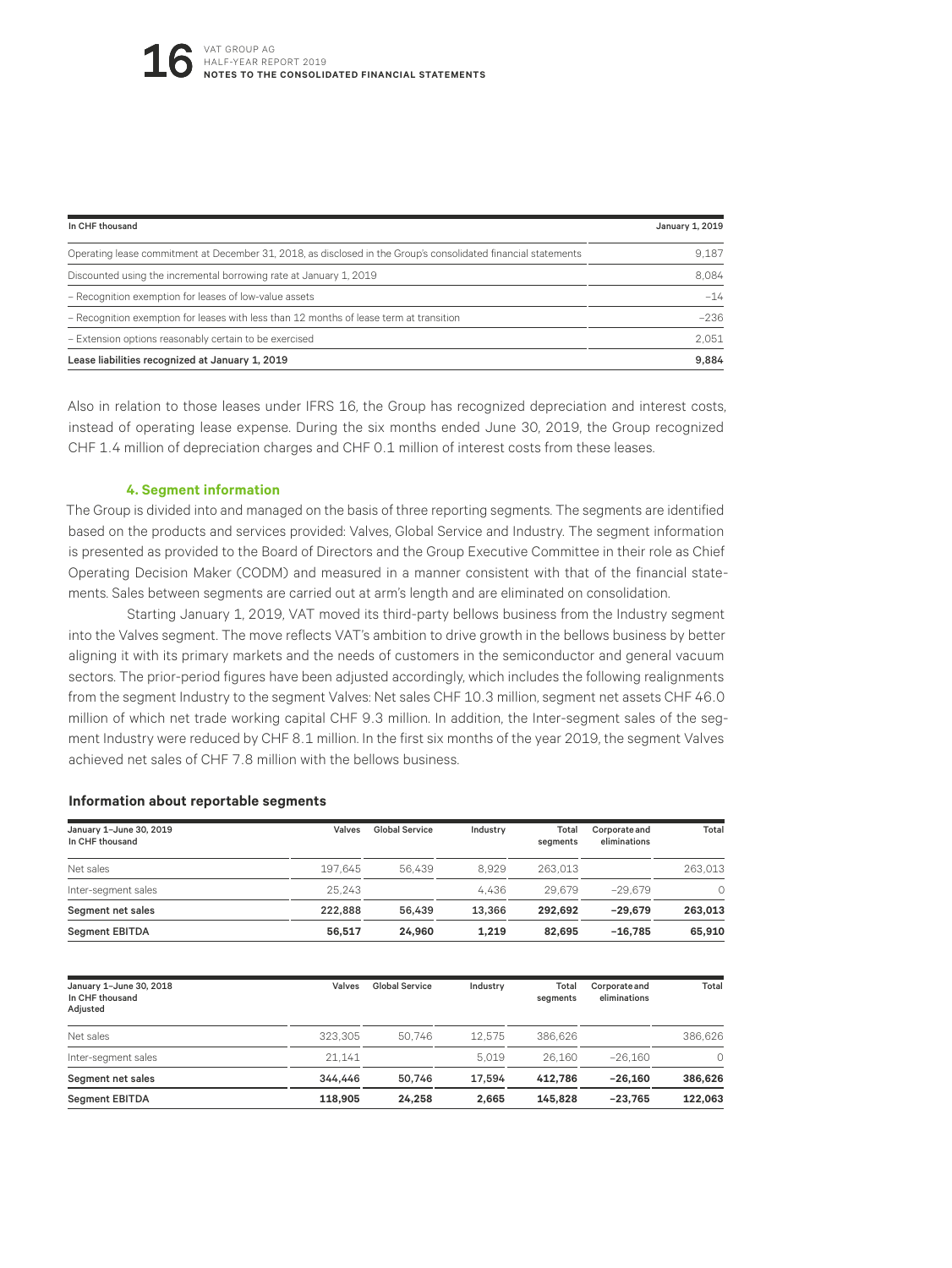| In CHF thousand | January 1, 2019 |
| --- | --- |
| Operating lease commitment at December 31, 2018, as disclosed in the Group's consolidated financial statements | 9,187 |
| Discounted using the incremental borrowing rate at January 1, 2019 | 8,084 |
| – Recognition exemption for leases of low-value assets | –14 |
| – Recognition exemption for leases with less than 12 months of lease term at transition | –236 |
| – Extension options reasonably certain to be exercised | 2,051 |
| **Lease liabilities recognized at January 1, 2019** | **9,884** |

Also in relation to those leases under IFRS 16, the Group has recognized depreciation and interest costs, instead of operating lease expense. During the six months ended June 30, 2019, the Group recognized CHF 1.4 million of depreciation charges and CHF 0.1 million of interest costs from these leases.

### 4. Segment information

The Group is divided into and managed on the basis of three reporting segments. The segments are identified based on the products and services provided: Valves, Global Service and Industry. The segment information is presented as provided to the Board of Directors and the Group Executive Committee in their role as Chief Operating Decision Maker (CODM) and measured in a manner consistent with that of the financial statements. Sales between segments are carried out at arm's length and are eliminated on consolidation.

Starting January 1, 2019, VAT moved its third-party bellows business from the Industry segment into the Valves segment. The move reflects VAT's ambition to drive growth in the bellows business by better aligning it with its primary markets and the needs of customers in the semiconductor and general vacuum sectors. The prior-period figures have been adjusted accordingly, which includes the following realignments from the segment Industry to the segment Valves: Net sales CHF 10.3 million, segment net assets CHF 46.0 million of which net trade working capital CHF 9.3 million. In addition, the Inter-segment sales of the segment Industry were reduced by CHF 8.1 million. In the first six months of the year 2019, the segment Valves achieved net sales of CHF 7.8 million with the bellows business.

#### Information about reportable segments

| January 1–June 30, 2019<br>In CHF thousand | Valves | Global Service | Industry | Total segments | Corporate and eliminations | Total |
| --- | --- | --- | --- | --- | --- | --- |
| Net sales | 197,645 | 56,439 | 8,929 | 263,013 | | 263,013 |
| Inter-segment sales | 25,243 | | 4,436 | 29,679 | –29,679 | 0 |
| **Segment net sales** | **222,888** | **56,439** | **13,366** | **292,692** | **–29,679** | **263,013** |
| **Segment EBITDA** | **56,517** | **24,960** | **1,219** | **82,695** | **–16,785** | **65,910** |

| January 1–June 30, 2018<br>In CHF thousand<br>Adjusted | Valves | Global Service | Industry | Total segments | Corporate and eliminations | Total |
| --- | --- | --- | --- | --- | --- | --- |
| Net sales | 323,305 | 50,746 | 12,575 | 386,626 | | 386,626 |
| Inter-segment sales | 21,141 | | 5,019 | 26,160 | –26,160 | 0 |
| **Segment net sales** | **344,446** | **50,746** | **17,594** | **412,786** | **–26,160** | **386,626** |
| **Segment EBITDA** | **118,905** | **24,258** | **2,665** | **145,828** | **–23,765** | **122,063** |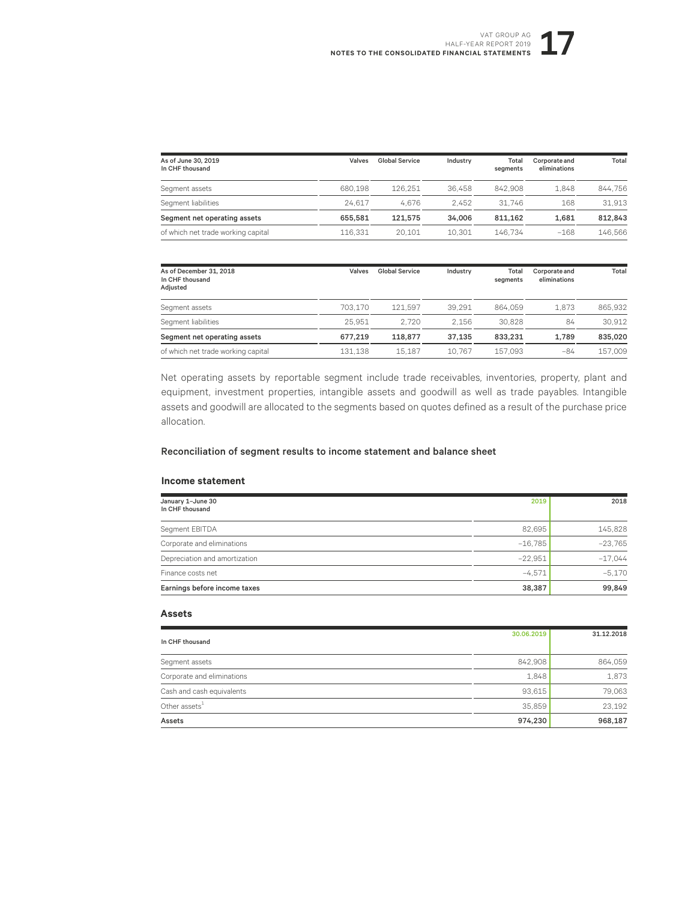| As of June 30, 2019<br>In CHF thousand | Valves | Global Service | Industry | Total segments | Corporate and eliminations | Total |
|---|---|---|---|---|---|---|
| Segment assets | 680,198 | 126,251 | 36,458 | 842,908 | 1,848 | 844,756 |
| Segment liabilities | 24,617 | 4,676 | 2,452 | 31,746 | 168 | 31,913 |
| **Segment net operating assets** | **655,581** | **121,575** | **34,006** | **811,162** | **1,681** | **812,843** |
| of which net trade working capital | 116,331 | 20,101 | 10,301 | 146,734 | −168 | 146,566 |

| As of December 31, 2018<br>In CHF thousand<br>Adjusted | Valves | Global Service | Industry | Total segments | Corporate and eliminations | Total |
|---|---|---|---|---|---|---|
| Segment assets | 703,170 | 121,597 | 39,291 | 864,059 | 1,873 | 865,932 |
| Segment liabilities | 25,951 | 2,720 | 2,156 | 30,828 | 84 | 30,912 |
| **Segment net operating assets** | **677,219** | **118,877** | **37,135** | **833,231** | **1,789** | **835,020** |
| of which net trade working capital | 131,138 | 15,187 | 10,767 | 157,093 | −84 | 157,009 |

Net operating assets by reportable segment include trade receivables, inventories, property, plant and equipment, investment properties, intangible assets and goodwill as well as trade payables. Intangible assets and goodwill are allocated to the segments based on quotes defined as a result of the purchase price allocation.

## Reconciliation of segment results to income statement and balance sheet

### Income statement

| January 1–June 30<br>In CHF thousand | 2019 | 2018 |
|---|---|---|
| Segment EBITDA | 82,695 | 145,828 |
| Corporate and eliminations | −16,785 | −23,765 |
| Depreciation and amortization | −22,951 | −17,044 |
| Finance costs net | −4,571 | −5,170 |
| **Earnings before income taxes** | **38,387** | **99,849** |

### Assets

| In CHF thousand | 30.06.2019 | 31.12.2018 |
|---|---|---|
| Segment assets | 842,908 | 864,059 |
| Corporate and eliminations | 1,848 | 1,873 |
| Cash and cash equivalents | 93,615 | 79,063 |
| Other assets[1] | 35,859 | 23,192 |
| **Assets** | **974,230** | **968,187** |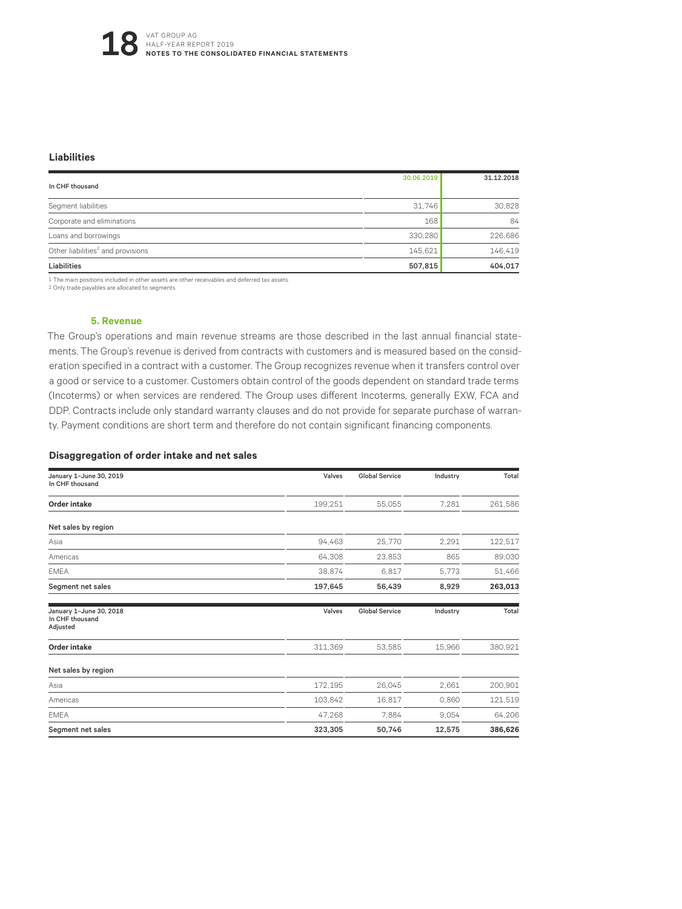### Liabilities

| In CHF thousand | 30.06.2019 | 31.12.2018 |
|---|---|---|
| Segment liabilities | 31,746 | 30,828 |
| Corporate and eliminations | 168 | 84 |
| Loans and borrowings | 330,280 | 226,686 |
| Other liabilities[2] and provisions | 145,621 | 146,419 |
| **Liabilities** | **507,815** | **404,017** |

1 The main positions included in other assets are other receivables and deferred tax assets.
2 Only trade payables are allocated to segments.

## 5. Revenue

The Group's operations and main revenue streams are those described in the last annual financial statements. The Group's revenue is derived from contracts with customers and is measured based on the consideration specified in a contract with a customer. The Group recognizes revenue when it transfers control over a good or service to a customer. Customers obtain control of the goods dependent on standard trade terms (Incoterms) or when services are rendered. The Group uses different Incoterms, generally EXW, FCA and DDP. Contracts include only standard warranty clauses and do not provide for separate purchase of warranty. Payment conditions are short term and therefore do not contain significant financing components.

### Disaggregation of order intake and net sales

| January 1–June 30, 2019<br>In CHF thousand | Valves | Global Service | Industry | Total |
|---|---|---|---|---|
| **Order intake** | 199,251 | 55,055 | 7,281 | 261,586 |
| **Net sales by region** | | | | |
| Asia | 94,463 | 25,770 | 2,291 | 122,517 |
| Americas | 64,308 | 23,853 | 865 | 89,030 |
| EMEA | 38,874 | 6,817 | 5,773 | 51,466 |
| **Segment net sales** | **197,645** | **56,439** | **8,929** | **263,013** |

| January 1–June 30, 2018<br>In CHF thousand<br>Adjusted | Valves | Global Service | Industry | Total |
|---|---|---|---|---|
| **Order intake** | 311,369 | 53,585 | 15,966 | 380,921 |
| **Net sales by region** | | | | |
| Asia | 172,195 | 26,045 | 2,661 | 200,901 |
| Americas | 103,842 | 16,817 | 0,860 | 121,519 |
| EMEA | 47,268 | 7,884 | 9,054 | 64,206 |
| **Segment net sales** | **323,305** | **50,746** | **12,575** | **386,626** |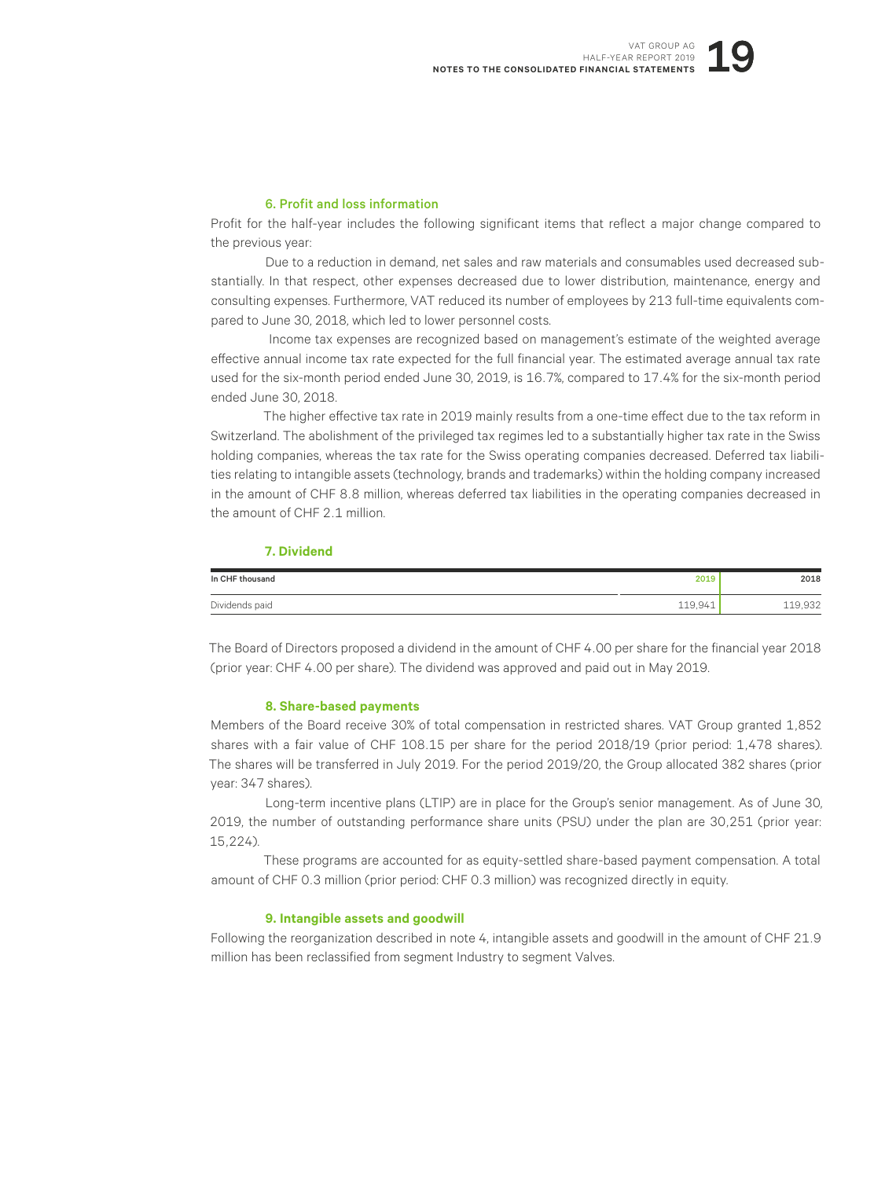### 6. Profit and loss information

Profit for the half-year includes the following significant items that reflect a major change compared to the previous year:

Due to a reduction in demand, net sales and raw materials and consumables used decreased substantially. In that respect, other expenses decreased due to lower distribution, maintenance, energy and consulting expenses. Furthermore, VAT reduced its number of employees by 213 full-time equivalents compared to June 30, 2018, which led to lower personnel costs.

Income tax expenses are recognized based on management's estimate of the weighted average effective annual income tax rate expected for the full financial year. The estimated average annual tax rate used for the six-month period ended June 30, 2019, is 16.7%, compared to 17.4% for the six-month period ended June 30, 2018.

The higher effective tax rate in 2019 mainly results from a one-time effect due to the tax reform in Switzerland. The abolishment of the privileged tax regimes led to a substantially higher tax rate in the Swiss holding companies, whereas the tax rate for the Swiss operating companies decreased. Deferred tax liabilities relating to intangible assets (technology, brands and trademarks) within the holding company increased in the amount of CHF 8.8 million, whereas deferred tax liabilities in the operating companies decreased in the amount of CHF 2.1 million.

### 7. Dividend

| In CHF thousand | 2019 | 2018 |
|---|---|---|
| Dividends paid | 119,941 | 119,932 |

The Board of Directors proposed a dividend in the amount of CHF 4.00 per share for the financial year 2018 (prior year: CHF 4.00 per share). The dividend was approved and paid out in May 2019.

### 8. Share-based payments

Members of the Board receive 30% of total compensation in restricted shares. VAT Group granted 1,852 shares with a fair value of CHF 108.15 per share for the period 2018/19 (prior period: 1,478 shares). The shares will be transferred in July 2019. For the period 2019/20, the Group allocated 382 shares (prior year: 347 shares).

Long-term incentive plans (LTIP) are in place for the Group's senior management. As of June 30, 2019, the number of outstanding performance share units (PSU) under the plan are 30,251 (prior year: 15,224).

These programs are accounted for as equity-settled share-based payment compensation. A total amount of CHF 0.3 million (prior period: CHF 0.3 million) was recognized directly in equity.

### 9. Intangible assets and goodwill

Following the reorganization described in note 4, intangible assets and goodwill in the amount of CHF 21.9 million has been reclassified from segment Industry to segment Valves.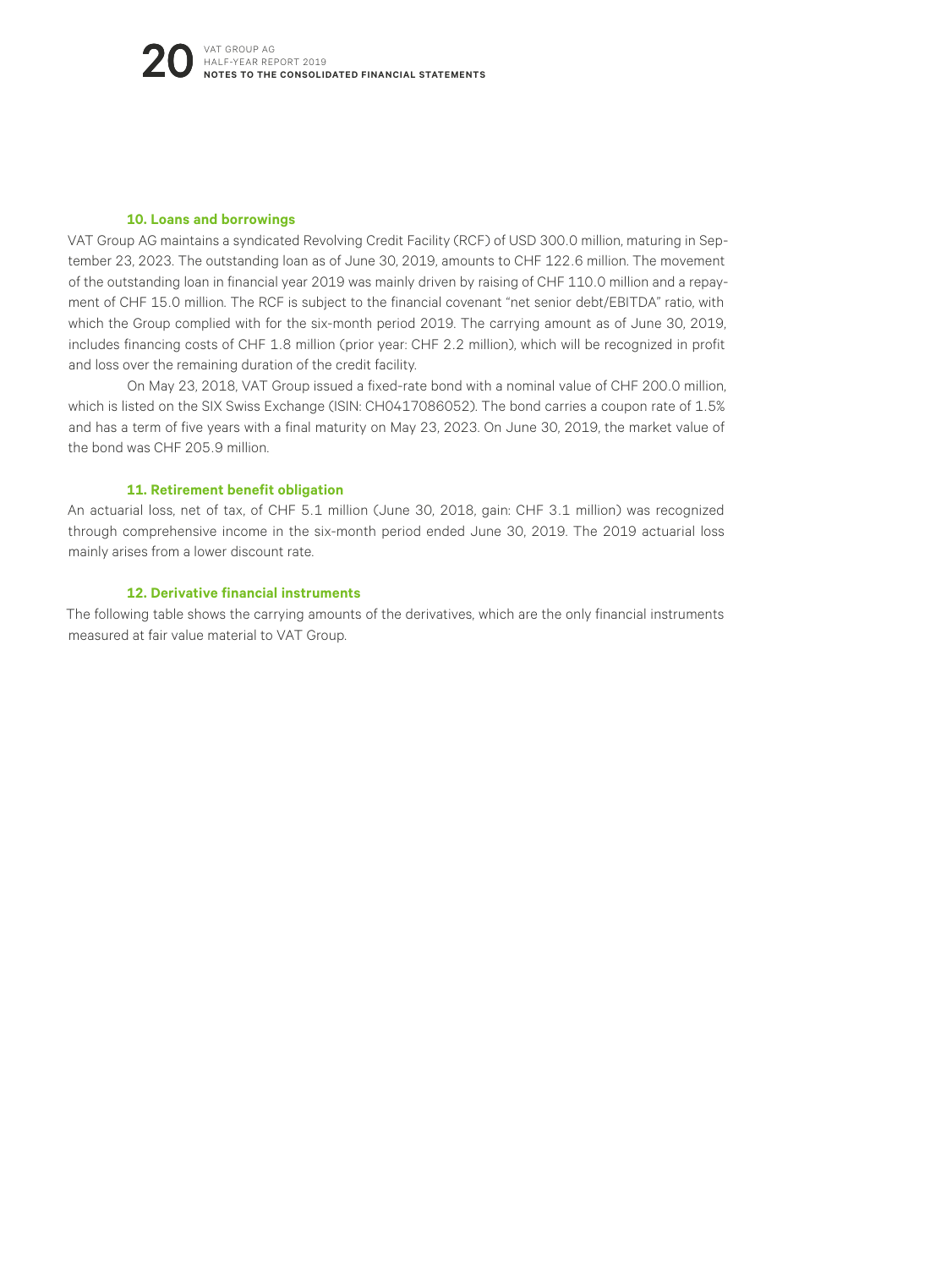### 10. Loans and borrowings

VAT Group AG maintains a syndicated Revolving Credit Facility (RCF) of USD 300.0 million, maturing in September 23, 2023. The outstanding loan as of June 30, 2019, amounts to CHF 122.6 million. The movement of the outstanding loan in financial year 2019 was mainly driven by raising of CHF 110.0 million and a repayment of CHF 15.0 million. The RCF is subject to the financial covenant "net senior debt/EBITDA" ratio, with which the Group complied with for the six-month period 2019. The carrying amount as of June 30, 2019, includes financing costs of CHF 1.8 million (prior year: CHF 2.2 million), which will be recognized in profit and loss over the remaining duration of the credit facility.

On May 23, 2018, VAT Group issued a fixed-rate bond with a nominal value of CHF 200.0 million, which is listed on the SIX Swiss Exchange (ISIN: CH0417086052). The bond carries a coupon rate of 1.5% and has a term of five years with a final maturity on May 23, 2023. On June 30, 2019, the market value of the bond was CHF 205.9 million.

### 11. Retirement benefit obligation

An actuarial loss, net of tax, of CHF 5.1 million (June 30, 2018, gain: CHF 3.1 million) was recognized through comprehensive income in the six-month period ended June 30, 2019. The 2019 actuarial loss mainly arises from a lower discount rate.

### 12. Derivative financial instruments

The following table shows the carrying amounts of the derivatives, which are the only financial instruments measured at fair value material to VAT Group.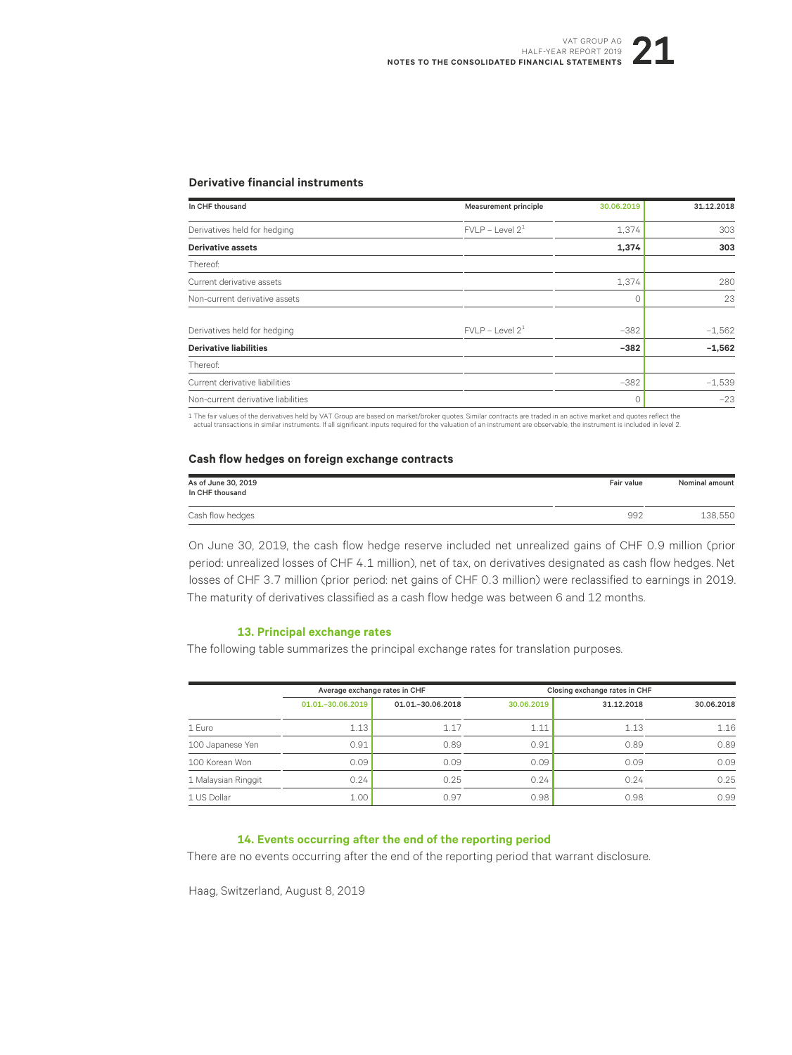### Derivative financial instruments

| In CHF thousand | Measurement principle | 30.06.2019 | 31.12.2018 |
|---|---|---|---|
| Derivatives held for hedging | FVLP – Level 2[1] | 1,374 | 303 |
| **Derivative assets** | | **1,374** | **303** |
| Thereof: | | | |
| Current derivative assets | | 1,374 | 280 |
| Non-current derivative assets | | 0 | 23 |
| Derivatives held for hedging | FVLP – Level 2[1] | –382 | –1,562 |
| **Derivative liabilities** | | **–382** | **–1,562** |
| Thereof: | | | |
| Current derivative liabilities | | –382 | –1,539 |
| Non-current derivative liabilities | | 0 | –23 |

1 The fair values of the derivatives held by VAT Group are based on market/broker quotes. Similar contracts are traded in an active market and quotes reflect the actual transactions in similar instruments. If all significant inputs required for the valuation of an instrument are observable, the instrument is included in level 2.

### Cash flow hedges on foreign exchange contracts

| As of June 30, 2019<br>In CHF thousand | Fair value | Nominal amount |
|---|---|---|
| Cash flow hedges | 992 | 138,550 |

On June 30, 2019, the cash flow hedge reserve included net unrealized gains of CHF 0.9 million (prior period: unrealized losses of CHF 4.1 million), net of tax, on derivatives designated as cash flow hedges. Net losses of CHF 3.7 million (prior period: net gains of CHF 0.3 million) were reclassified to earnings in 2019. The maturity of derivatives classified as a cash flow hedge was between 6 and 12 months.

## 13. Principal exchange rates

The following table summarizes the principal exchange rates for translation purposes.

| | Average exchange rates in CHF | | Closing exchange rates in CHF | | |
|---|---|---|---|---|---|
| | 01.01.–30.06.2019 | 01.01.–30.06.2018 | 30.06.2019 | 31.12.2018 | 30.06.2018 |
| 1 Euro | 1.13 | 1.17 | 1.11 | 1.13 | 1.16 |
| 100 Japanese Yen | 0.91 | 0.89 | 0.91 | 0.89 | 0.89 |
| 100 Korean Won | 0.09 | 0.09 | 0.09 | 0.09 | 0.09 |
| 1 Malaysian Ringgit | 0.24 | 0.25 | 0.24 | 0.24 | 0.25 |
| 1 US Dollar | 1.00 | 0.97 | 0.98 | 0.98 | 0.99 |

## 14. Events occurring after the end of the reporting period

There are no events occurring after the end of the reporting period that warrant disclosure.

Haag, Switzerland, August 8, 2019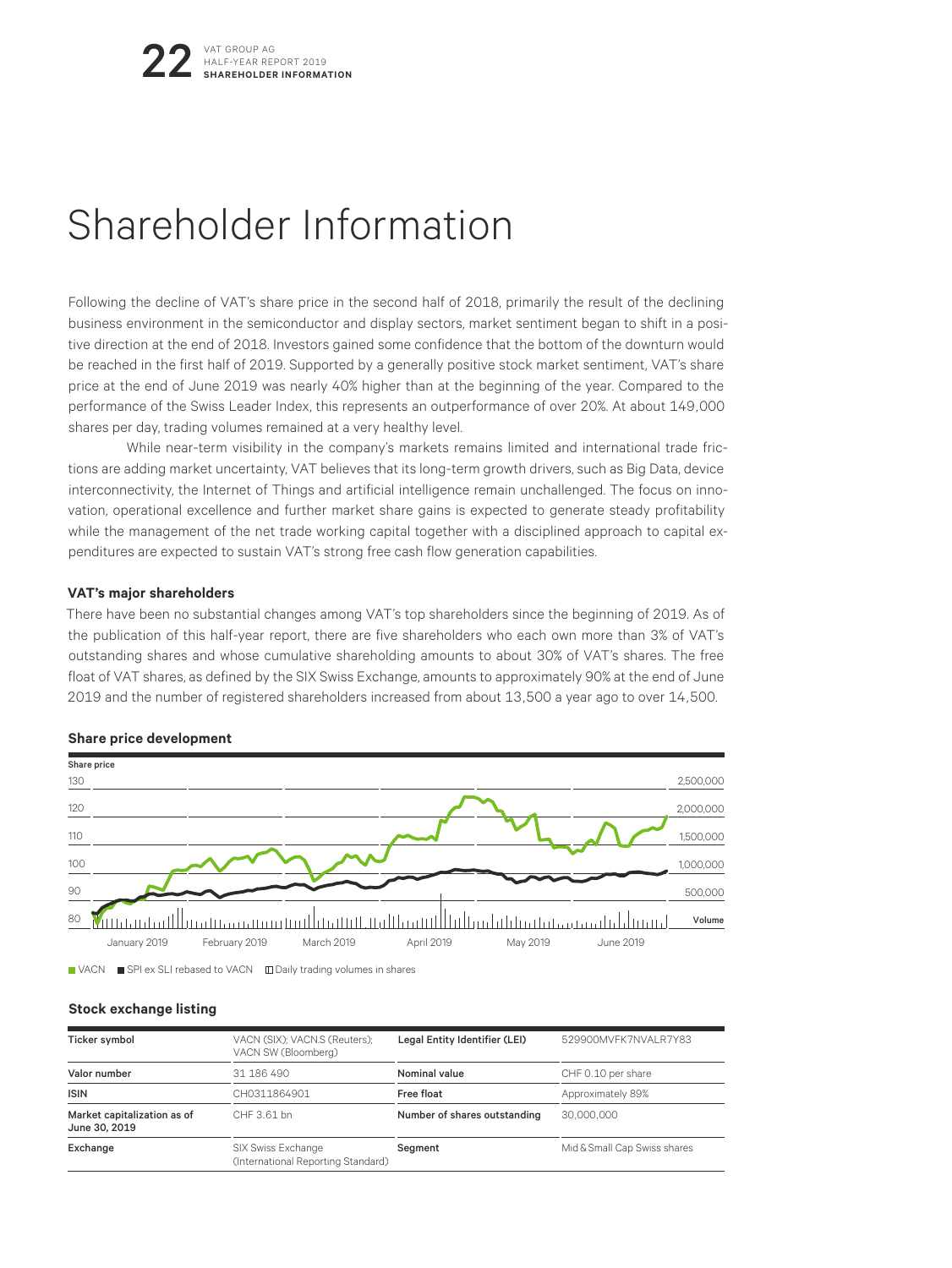# Shareholder Information

Following the decline of VAT's share price in the second half of 2018, primarily the result of the declining business environment in the semiconductor and display sectors, market sentiment began to shift in a positive direction at the end of 2018. Investors gained some confidence that the bottom of the downturn would be reached in the first half of 2019. Supported by a generally positive stock market sentiment, VAT's share price at the end of June 2019 was nearly 40% higher than at the beginning of the year. Compared to the performance of the Swiss Leader Index, this represents an outperformance of over 20%. At about 149,000 shares per day, trading volumes remained at a very healthy level.

While near-term visibility in the company's markets remains limited and international trade frictions are adding market uncertainty, VAT believes that its long-term growth drivers, such as Big Data, device interconnectivity, the Internet of Things and artificial intelligence remain unchallenged. The focus on innovation, operational excellence and further market share gains is expected to generate steady profitability while the management of the net trade working capital together with a disciplined approach to capital expenditures are expected to sustain VAT's strong free cash flow generation capabilities.

### VAT's major shareholders

There have been no substantial changes among VAT's top shareholders since the beginning of 2019. As of the publication of this half-year report, there are five shareholders who each own more than 3% of VAT's outstanding shares and whose cumulative shareholding amounts to about 30% of VAT's shares. The free float of VAT shares, as defined by the SIX Swiss Exchange, amounts to approximately 90% at the end of June 2019 and the number of registered shareholders increased from about 13,500 a year ago to over 14,500.

### Share price development

Share price: 130, 120, 110, 100, 90, 80

Volume: 2,500,000, 2,000,000, 1,500,000, 1,000,000, 500,000

January 2019 | February 2019 | March 2019 | April 2019 | May 2019 | June 2019

VACN · SPI ex SLI rebased to VACN · Daily trading volumes in shares

### Stock exchange listing

| Ticker symbol | VACN (SIX); VACN.S (Reuters); VACN SW (Bloomberg) | Legal Entity Identifier (LEI) | 529900MVFK7NVALR7Y83 |
|---|---|---|---|
| Valor number | 31 186 490 | Nominal value | CHF 0.10 per share |
| ISIN | CH0311864901 | Free float | Approximately 89% |
| Market capitalization as of June 30, 2019 | CHF 3.61 bn | Number of shares outstanding | 30,000,000 |
| Exchange | SIX Swiss Exchange (International Reporting Standard) | Segment | Mid & Small Cap Swiss shares |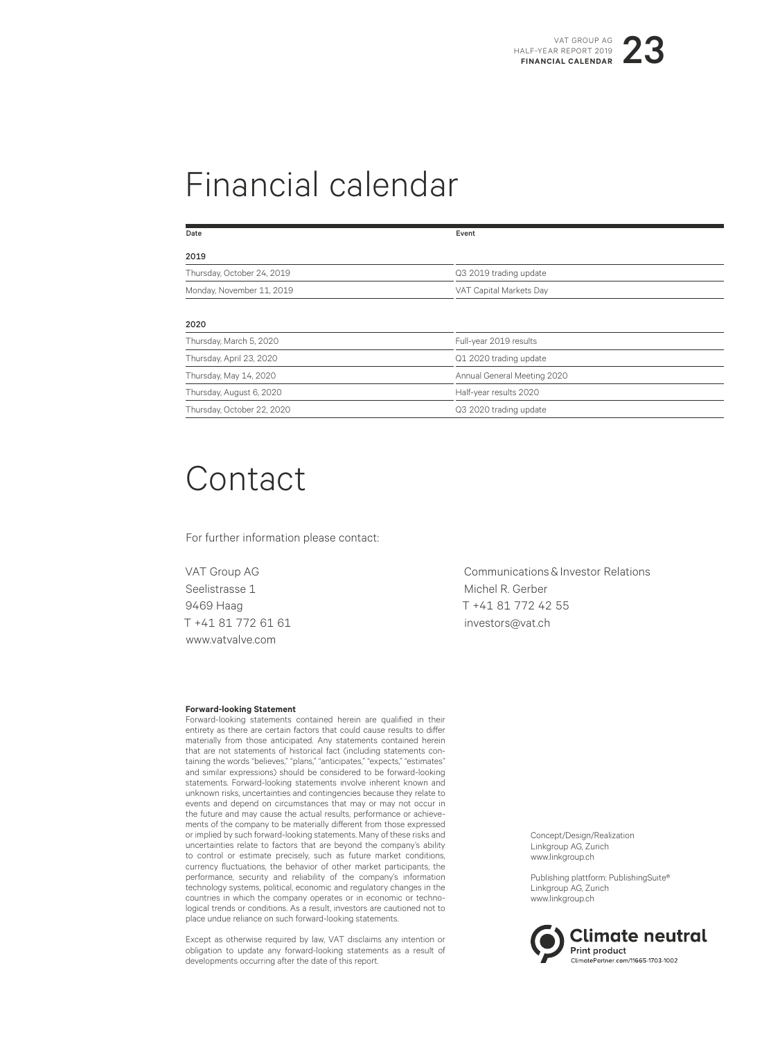# Financial calendar

| Date | Event |
|---|---|
| **2019** | |
| Thursday, October 24, 2019 | Q3 2019 trading update |
| Monday, November 11, 2019 | VAT Capital Markets Day |
| **2020** | |
| Thursday, March 5, 2020 | Full-year 2019 results |
| Thursday, April 23, 2020 | Q1 2020 trading update |
| Thursday, May 14, 2020 | Annual General Meeting 2020 |
| Thursday, August 6, 2020 | Half-year results 2020 |
| Thursday, October 22, 2020 | Q3 2020 trading update |

# Contact

For further information please contact:

VAT Group AG
Seelistrasse 1
9469 Haag
T +41 81 772 61 61
www.vatvalve.com

Communications & Investor Relations
Michel R. Gerber
T +41 81 772 42 55
investors@vat.ch

**Forward-looking Statement**
Forward-looking statements contained herein are qualified in their entirety as there are certain factors that could cause results to differ materially from those anticipated. Any statements contained herein that are not statements of historical fact (including statements containing the words "believes," "plans," "anticipates," "expects," "estimates" and similar expressions) should be considered to be forward-looking statements. Forward-looking statements involve inherent known and unknown risks, uncertainties and contingencies because they relate to events and depend on circumstances that may or may not occur in the future and may cause the actual results, performance or achievements of the company to be materially different from those expressed or implied by such forward-looking statements. Many of these risks and uncertainties relate to factors that are beyond the company's ability to control or estimate precisely, such as future market conditions, currency fluctuations, the behavior of other market participants, the performance, security and reliability of the company's information technology systems, political, economic and regulatory changes in the countries in which the company operates or in economic or technological trends or conditions. As a result, investors are cautioned not to place undue reliance on such forward-looking statements.

Except as otherwise required by law, VAT disclaims any intention or obligation to update any forward-looking statements as a result of developments occurring after the date of this report.

Concept/Design/Realization
Linkgroup AG, Zurich
www.linkgroup.ch

Publishing plattform: PublishingSuite®
Linkgroup AG, Zurich
www.linkgroup.ch

Climate neutral
Print product
ClimatePartner.com/11665-1703-1002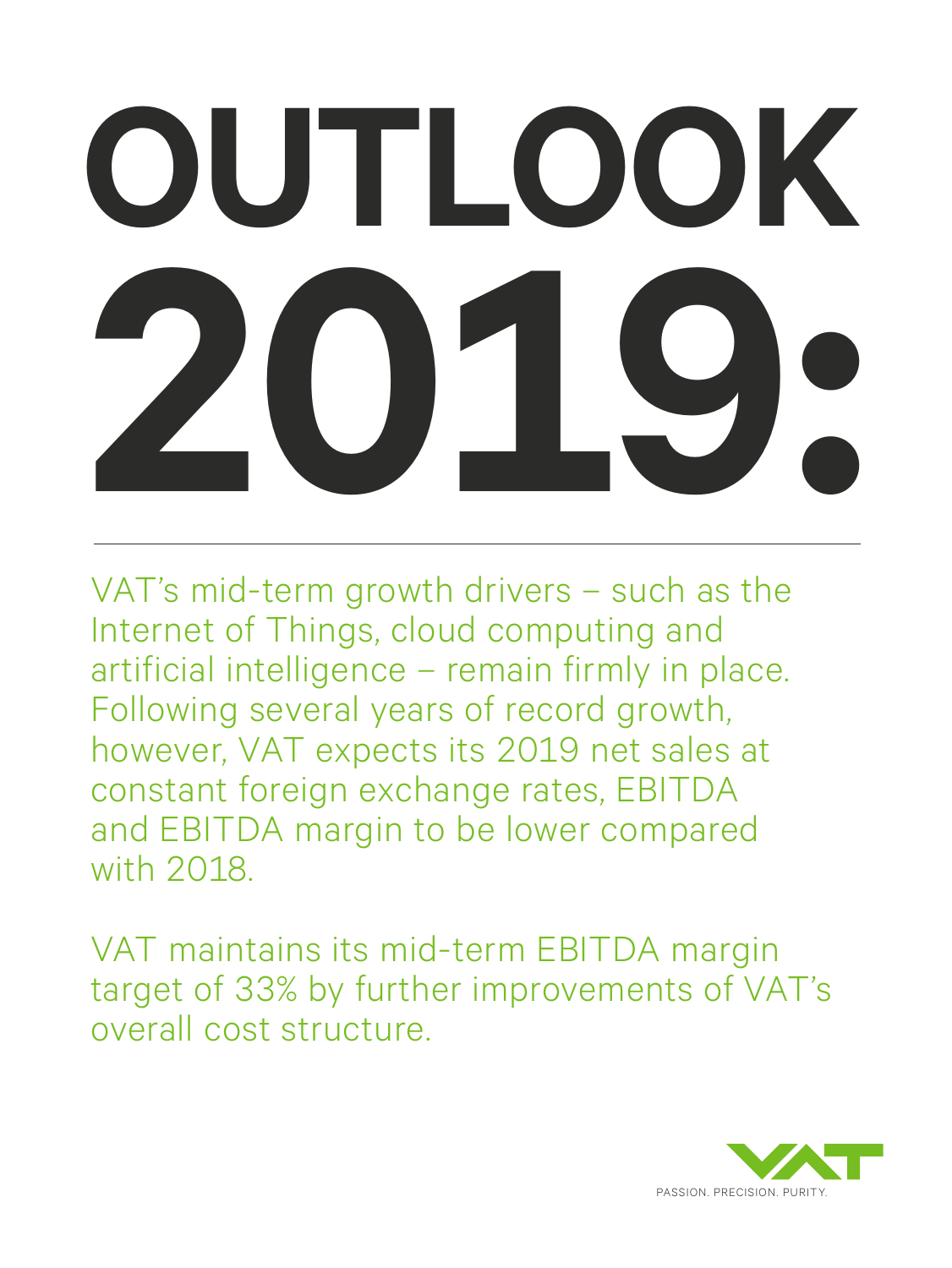# OUTLOOK 2019:

VAT's mid-term growth drivers – such as the Internet of Things, cloud computing and artificial intelligence – remain firmly in place. Following several years of record growth, however, VAT expects its 2019 net sales at constant foreign exchange rates, EBITDA and EBITDA margin to be lower compared with 2018.

VAT maintains its mid-term EBITDA margin target of 33% by further improvements of VAT's overall cost structure.

VAT

PASSION. PRECISION. PURITY.